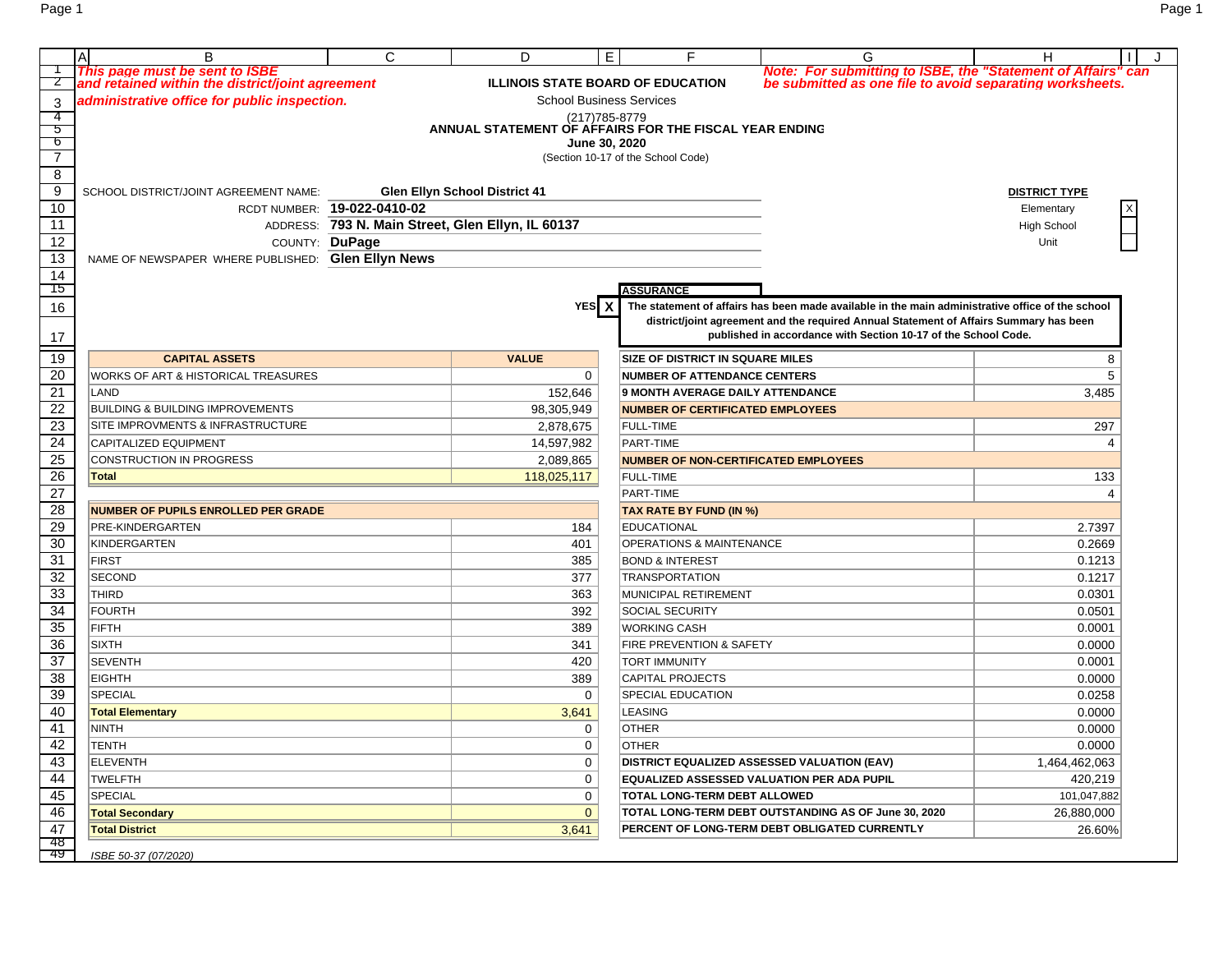*This page must be sent to ISBE and retained within the district/joint agreement administrative office for public inspection.*

**ILLINOIS STATE BOARD OF EDUCATION**

School Business Services

(217)785-8779

**ANNUAL STATEMENT OF AFFAIRS FOR THE FISCAL YEAR ENDING**

**June 30, 2020**

(Section 10-17 of the School Code)

***Note: For submitting to ISBE, the "Statement of Affairs" can be submitted as one file to avoid separating worksheets.***

SCHOOL DISTRICT/JOINT AGREEMENT NAME: **Glen Ellyn School District 41**

RCDT NUMBER: **19-022-0410-02**

ADDRESS: **793 N. Main Street, Glen Ellyn, IL 60137**

COUNTY: **DuPage**

NAME OF NEWSPAPER WHERE PUBLISHED: **Glen Ellyn News**

**DISTRICT TYPE**

| | |
|---|---|
| Elementary | X |
| High School | |
| Unit | |

**ASSURANCE**

YES **X** The statement of affairs has been made available in the main administrative office of the school district/joint agreement and the required Annual Statement of Affairs Summary has been published in accordance with Section 10-17 of the School Code.

| CAPITAL ASSETS | VALUE |
|---|---|
| WORKS OF ART & HISTORICAL TREASURES | 0 |
| LAND | 152,646 |
| BUILDING & BUILDING IMPROVEMENTS | 98,305,949 |
| SITE IMPROVMENTS & INFRASTRUCTURE | 2,878,675 |
| CAPITALIZED EQUIPMENT | 14,597,982 |
| CONSTRUCTION IN PROGRESS | 2,089,865 |
| **Total** | 118,025,117 |

| NUMBER OF PUPILS ENROLLED PER GRADE | |
|---|---|
| PRE-KINDERGARTEN | 184 |
| KINDERGARTEN | 401 |
| FIRST | 385 |
| SECOND | 377 |
| THIRD | 363 |
| FOURTH | 392 |
| FIFTH | 389 |
| SIXTH | 341 |
| SEVENTH | 420 |
| EIGHTH | 389 |
| SPECIAL | 0 |
| **Total Elementary** | 3,641 |
| NINTH | 0 |
| TENTH | 0 |
| ELEVENTH | 0 |
| TWELFTH | 0 |
| SPECIAL | 0 |
| **Total Secondary** | 0 |
| **Total District** | 3,641 |

| | |
|---|---|
| **SIZE OF DISTRICT IN SQUARE MILES** | 8 |
| **NUMBER OF ATTENDANCE CENTERS** | 5 |
| **9 MONTH AVERAGE DAILY ATTENDANCE** | 3,485 |
| **NUMBER OF CERTIFICATED EMPLOYEES** | |
| FULL-TIME | 297 |
| PART-TIME | 4 |
| **NUMBER OF NON-CERTIFICATED EMPLOYEES** | |
| FULL-TIME | 133 |
| PART-TIME | 4 |
| **TAX RATE BY FUND (IN %)** | |
| EDUCATIONAL | 2.7397 |
| OPERATIONS & MAINTENANCE | 0.2669 |
| BOND & INTEREST | 0.1213 |
| TRANSPORTATION | 0.1217 |
| MUNICIPAL RETIREMENT | 0.0301 |
| SOCIAL SECURITY | 0.0501 |
| WORKING CASH | 0.0001 |
| FIRE PREVENTION & SAFETY | 0.0000 |
| TORT IMMUNITY | 0.0001 |
| CAPITAL PROJECTS | 0.0000 |
| SPECIAL EDUCATION | 0.0258 |
| LEASING | 0.0000 |
| OTHER | 0.0000 |
| OTHER | 0.0000 |
| **DISTRICT EQUALIZED ASSESSED VALUATION (EAV)** | 1,464,462,063 |
| **EQUALIZED ASSESSED VALUATION PER ADA PUPIL** | 420,219 |
| **TOTAL LONG-TERM DEBT ALLOWED** | 101,047,882 |
| **TOTAL LONG-TERM DEBT OUTSTANDING AS OF June 30, 2020** | 26,880,000 |
| **PERCENT OF LONG-TERM DEBT OBLIGATED CURRENTLY** | 26.60% |

*ISBE 50-37 (07/2020)*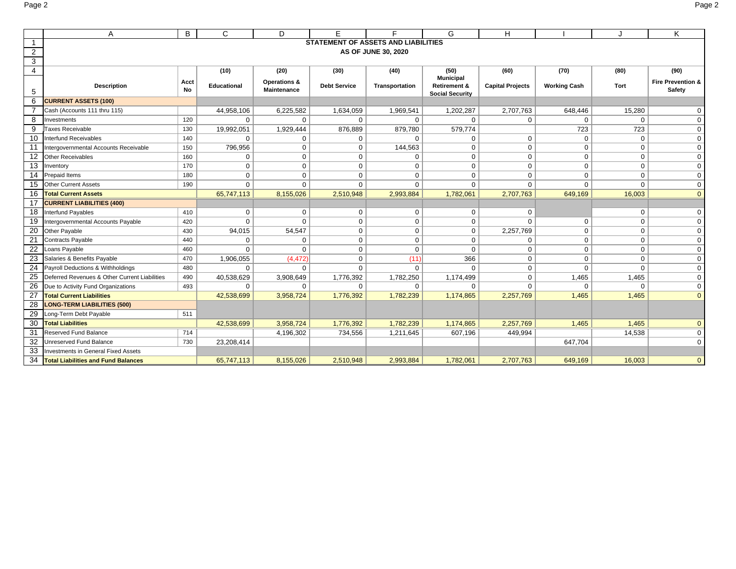## STATEMENT OF ASSETS AND LIABILITIES

### AS OF JUNE 30, 2020

| Description | Acct No | (10) Educational | (20) Operations & Maintenance | (30) Debt Service | (40) Transportation | (50) Municipal Retirement & Social Security | (60) Capital Projects | (70) Working Cash | (80) Tort | (90) Fire Prevention & Safety |
|---|---|---|---|---|---|---|---|---|---|---|
| **CURRENT ASSETS (100)** | | | | | | | | | | |
| Cash (Accounts 111 thru 115) | | 44,958,106 | 6,225,582 | 1,634,059 | 1,969,541 | 1,202,287 | 2,707,763 | 648,446 | 15,280 | 0 |
| Investments | 120 | 0 | 0 | 0 | 0 | 0 | 0 | 0 | 0 | 0 |
| Taxes Receivable | 130 | 19,992,051 | 1,929,444 | 876,889 | 879,780 | 579,774 | | 723 | 723 | 0 |
| Interfund Receivables | 140 | 0 | 0 | 0 | 0 | 0 | 0 | 0 | 0 | 0 |
| Intergovernmental Accounts Receivable | 150 | 796,956 | 0 | 0 | 144,563 | 0 | 0 | 0 | 0 | 0 |
| Other Receivables | 160 | 0 | 0 | 0 | 0 | 0 | 0 | 0 | 0 | 0 |
| Inventory | 170 | 0 | 0 | 0 | 0 | 0 | 0 | 0 | 0 | 0 |
| Prepaid Items | 180 | 0 | 0 | 0 | 0 | 0 | 0 | 0 | 0 | 0 |
| Other Current Assets | 190 | 0 | 0 | 0 | 0 | 0 | 0 | 0 | 0 | 0 |
| **Total Current Assets** | | 65,747,113 | 8,155,026 | 2,510,948 | 2,993,884 | 1,782,061 | 2,707,763 | 649,169 | 16,003 | 0 |
| **CURRENT LIABILITIES (400)** | | | | | | | | | | |
| Interfund Payables | 410 | 0 | 0 | 0 | 0 | 0 | 0 | | 0 | 0 |
| Intergovernmental Accounts Payable | 420 | 0 | 0 | 0 | 0 | 0 | 0 | 0 | 0 | 0 |
| Other Payable | 430 | 94,015 | 54,547 | 0 | 0 | 0 | 2,257,769 | 0 | 0 | 0 |
| Contracts Payable | 440 | 0 | 0 | 0 | 0 | 0 | 0 | 0 | 0 | 0 |
| Loans Payable | 460 | 0 | 0 | 0 | 0 | 0 | 0 | 0 | 0 | 0 |
| Salaries & Benefits Payable | 470 | 1,906,055 | (4,472) | 0 | (11) | 366 | 0 | 0 | 0 | 0 |
| Payroll Deductions & Withholdings | 480 | 0 | 0 | 0 | 0 | 0 | 0 | 0 | 0 | 0 |
| Deferred Revenues & Other Current Liabilities | 490 | 40,538,629 | 3,908,649 | 1,776,392 | 1,782,250 | 1,174,499 | 0 | 1,465 | 1,465 | 0 |
| Due to Activity Fund Organizations | 493 | 0 | 0 | 0 | 0 | 0 | 0 | 0 | 0 | 0 |
| **Total Current Liabilities** | | 42,538,699 | 3,958,724 | 1,776,392 | 1,782,239 | 1,174,865 | 2,257,769 | 1,465 | 1,465 | 0 |
| **LONG-TERM LIABILITIES (500)** | | | | | | | | | | |
| Long-Term Debt Payable | 511 | | | | | | | | | |
| **Total Liabilities** | | 42,538,699 | 3,958,724 | 1,776,392 | 1,782,239 | 1,174,865 | 2,257,769 | 1,465 | 1,465 | 0 |
| Reserved Fund Balance | 714 | | 4,196,302 | 734,556 | 1,211,645 | 607,196 | 449,994 | | 14,538 | 0 |
| Unreserved Fund Balance | 730 | 23,208,414 | | | | | | 647,704 | | 0 |
| Investments in General Fixed Assets | | | | | | | | | | |
| **Total Liabilities and Fund Balances** | | 65,747,113 | 8,155,026 | 2,510,948 | 2,993,884 | 1,782,061 | 2,707,763 | 649,169 | 16,003 | 0 |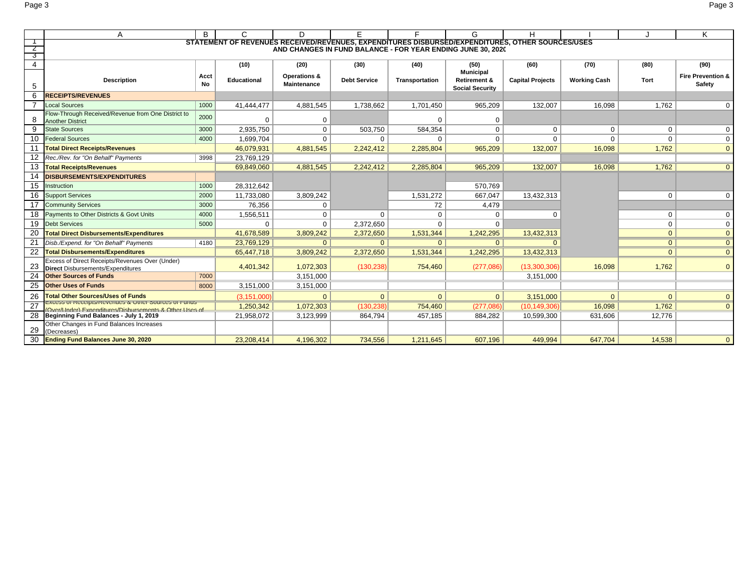# STATEMENT OF REVENUES RECEIVED/REVENUES, EXPENDITURES DISBURSED/EXPENDITURES, OTHER SOURCES/USES AND CHANGES IN FUND BALANCE - FOR YEAR ENDING JUNE 30, 2020

| | A | B | C | D | E | F | G | H | I | J | K |
|---|---|---|---|---|---|---|---|---|---|---|---|
| 4 | | | (10) | (20) | (30) | (40) | (50) | (60) | (70) | (80) | (90) |
| 5 | Description | Acct No | Educational | Operations & Maintenance | Debt Service | Transportation | Municipal Retirement & Social Security | Capital Projects | Working Cash | Tort | Fire Prevention & Safety |
| 6 | **RECEIPTS/REVENUES** | | | | | | | | | | |
| 7 | Local Sources | 1000 | 41,444,477 | 4,881,545 | 1,738,662 | 1,701,450 | 965,209 | 132,007 | 16,098 | 1,762 | 0 |
| 8 | Flow-Through Received/Revenue from One District to Another District | 2000 | 0 | 0 | | 0 | 0 | | | | |
| 9 | State Sources | 3000 | 2,935,750 | 0 | 503,750 | 584,354 | 0 | 0 | 0 | 0 | 0 |
| 10 | Federal Sources | 4000 | 1,699,704 | 0 | 0 | 0 | 0 | 0 | 0 | 0 | 0 |
| 11 | **Total Direct Receipts/Revenues** | | 46,079,931 | 4,881,545 | 2,242,412 | 2,285,804 | 965,209 | 132,007 | 16,098 | 1,762 | 0 |
| 12 | *Rec./Rev. for "On Behalf" Payments* | 3998 | 23,769,129 | | | | | | | | |
| 13 | **Total Receipts/Revenues** | | 69,849,060 | 4,881,545 | 2,242,412 | 2,285,804 | 965,209 | 132,007 | 16,098 | 1,762 | 0 |
| 14 | **DISBURSEMENTS/EXPENDITURES** | | | | | | | | | | |
| 15 | Instruction | 1000 | 28,312,642 | | | | 570,769 | | | | |
| 16 | Support Services | 2000 | 11,733,080 | 3,809,242 | | 1,531,272 | 667,047 | 13,432,313 | | 0 | 0 |
| 17 | Community Services | 3000 | 76,356 | 0 | | 72 | 4,479 | | | | |
| 18 | Payments to Other Districts & Govt Units | 4000 | 1,556,511 | 0 | 0 | 0 | 0 | 0 | | 0 | 0 |
| 19 | Debt Services | 5000 | 0 | 0 | 2,372,650 | 0 | 0 | | | 0 | 0 |
| 20 | **Total Direct Disbursements/Expenditures** | | 41,678,589 | 3,809,242 | 2,372,650 | 1,531,344 | 1,242,295 | 13,432,313 | | 0 | 0 |
| 21 | *Disb./Expend. for "On Behalf" Payments* | 4180 | 23,769,129 | 0 | 0 | 0 | 0 | 0 | | 0 | 0 |
| 22 | **Total Disbursements/Expenditures** | | 65,447,718 | 3,809,242 | 2,372,650 | 1,531,344 | 1,242,295 | 13,432,313 | | 0 | 0 |
| 23 | Excess of Direct Receipts/Revenues Over (Under) **Direct** Disbursements/Expenditures | | 4,401,342 | 1,072,303 | (130,238) | 754,460 | (277,086) | (13,300,306) | 16,098 | 1,762 | 0 |
| 24 | **Other Sources of Funds** | 7000 | | 3,151,000 | | | | 3,151,000 | | | |
| 25 | **Other Uses of Funds** | 8000 | 3,151,000 | 3,151,000 | | | | | | | |
| 26 | **Total Other Sources/Uses of Funds** | | (3,151,000) | 0 | 0 | 0 | 0 | 3,151,000 | 0 | 0 | 0 |
| 27 | Excess of Receipts/Revenues & Other Sources of Funds (Over/Under) Expenditures/Disbursements & Other Uses of Funds | | 1,250,342 | 1,072,303 | (130,238) | 754,460 | (277,086) | (10,149,306) | 16,098 | 1,762 | 0 |
| 28 | **Beginning Fund Balances - July 1, 2019** | | 21,958,072 | 3,123,999 | 864,794 | 457,185 | 884,282 | 10,599,300 | 631,606 | 12,776 | |
| 29 | Other Changes in Fund Balances Increases (Decreases) | | | | | | | | | | |
| 30 | **Ending Fund Balances June 30, 2020** | | 23,208,414 | 4,196,302 | 734,556 | 1,211,645 | 607,196 | 449,994 | 647,704 | 14,538 | 0 |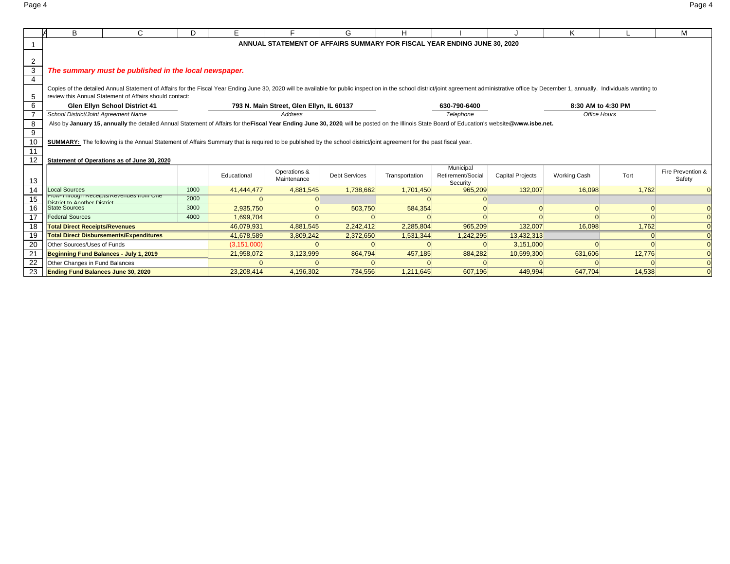# ANNUAL STATEMENT OF AFFAIRS SUMMARY FOR FISCAL YEAR ENDING JUNE 30, 2020

***The summary must be published in the local newspaper.***

Copies of the detailed Annual Statement of Affairs for the Fiscal Year Ending June 30, 2020 will be available for public inspection in the school district/joint agreement administrative office by December 1, annually. Individuals wanting to review this Annual Statement of Affairs should contact:

| School District/Joint Agreement Name | Address | Telephone | Office Hours |
|---|---|---|---|
| **Glen Ellyn School District 41** | **793 N. Main Street, Glen Ellyn, IL 60137** | **630-790-6400** | **8:30 AM to 4:30 PM** |

Also by **January 15, annually** the detailed Annual Statement of Affairs for the **Fiscal Year Ending June 30, 2020**, will be posted on the Illinois State Board of Education's website **@www.isbe.net.**

**SUMMARY:** The following is the Annual Statement of Affairs Summary that is required to be published by the school district/joint agreement for the past fiscal year.

**Statement of Operations as of June 30, 2020**

| | | Educational | Operations & Maintenance | Debt Services | Transportation | Municipal Retirement/Social Security | Capital Projects | Working Cash | Tort | Fire Prevention & Safety |
|---|---|---|---|---|---|---|---|---|---|---|
| Local Sources | 1000 | 41,444,477 | 4,881,545 | 1,738,662 | 1,701,450 | 965,209 | 132,007 | 16,098 | 1,762 | 0 |
| Flow-Through Receipts/Revenues from One District to Another District | 2000 | 0 | 0 | | 0 | 0 | | | | |
| State Sources | 3000 | 2,935,750 | 0 | 503,750 | 584,354 | 0 | 0 | 0 | 0 | 0 |
| Federal Sources | 4000 | 1,699,704 | 0 | 0 | 0 | 0 | 0 | 0 | 0 | 0 |
| **Total Direct Receipts/Revenues** | | 46,079,931 | 4,881,545 | 2,242,412 | 2,285,804 | 965,209 | 132,007 | 16,098 | 1,762 | 0 |
| **Total Direct Disbursements/Expenditures** | | 41,678,589 | 3,809,242 | 2,372,650 | 1,531,344 | 1,242,295 | 13,432,313 | | 0 | 0 |
| Other Sources/Uses of Funds | | (3,151,000) | 0 | 0 | 0 | 0 | 3,151,000 | 0 | 0 | 0 |
| **Beginning Fund Balances - July 1, 2019** | | 21,958,072 | 3,123,999 | 864,794 | 457,185 | 884,282 | 10,599,300 | 631,606 | 12,776 | 0 |
| Other Changes in Fund Balances | | 0 | 0 | 0 | 0 | 0 | 0 | 0 | 0 | 0 |
| **Ending Fund Balances June 30, 2020** | | 23,208,414 | 4,196,302 | 734,556 | 1,211,645 | 607,196 | 449,994 | 647,704 | 14,538 | 0 |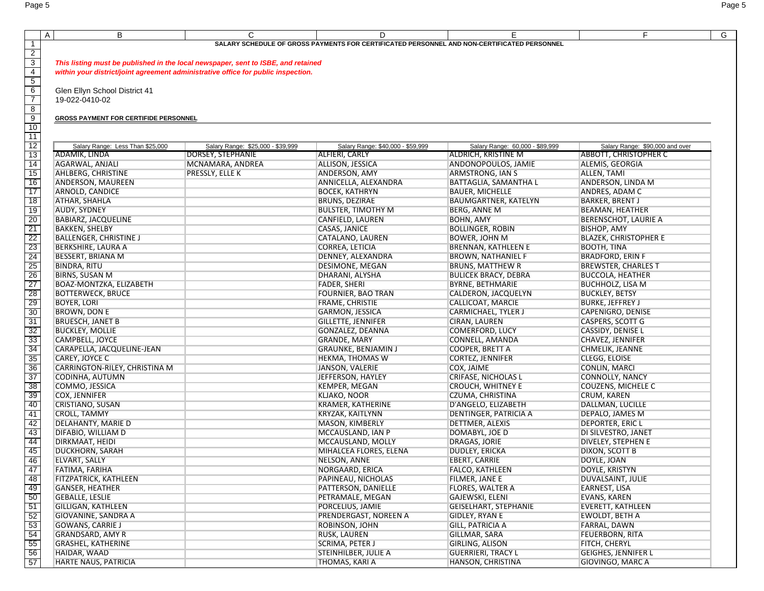**SALARY SCHEDULE OF GROSS PAYMENTS FOR CERTIFICATED PERSONNEL AND NON-CERTIFICATED PERSONNEL**

***This listing must be published in the local newspaper, sent to ISBE, and retained within your district/joint agreement administrative office for public inspection.***

Glen Ellyn School District 41
19-022-0410-02

**GROSS PAYMENT FOR CERTIFIDE PERSONNEL**

| Salary Range: Less Than $25,000 | Salary Range: $25,000 - $39,999 | Salary Range: $40,000 - $59,999 | Salary Range: 60,000 - $89,999 | Salary Range: $90,000 and over |
|---|---|---|---|---|
| ADAMIK, LINDA | DORSEY, STEPHANIE | ALFIERI, CARLY | ALDRICH, KRISTINE M | ABBOTT, CHRISTOPHER C |
| AGARWAL, ANJALI | MCNAMARA, ANDREA | ALLISON, JESSICA | ANDONOPOULOS, JAMIE | ALEMIS, GEORGIA |
| AHLBERG, CHRISTINE | PRESSLY, ELLE K | ANDERSON, AMY | ARMSTRONG, IAN S | ALLEN, TAMI |
| ANDERSON, MAUREEN | | ANNICELLA, ALEXANDRA | BATTAGLIA, SAMANTHA L | ANDERSON, LINDA M |
| ARNOLD, CANDICE | | BOCEK, KATHRYN | BAUER, MICHELLE | ANDRES, ADAM C |
| ATHAR, SHAHLA | | BRUNS, DEZIRAE | BAUMGARTNER, KATELYN | BARKER, BRENT J |
| AUDY, SYDNEY | | BULSTER, TIMOTHY M | BERG, ANNE M | BEAMAN, HEATHER |
| BABIARZ, JACQUELINE | | CANFIELD, LAUREN | BOHN, AMY | BERENSCHOT, LAURIE A |
| BAKKEN, SHELBY | | CASAS, JANICE | BOLLINGER, ROBIN | BISHOP, AMY |
| BALLENGER, CHRISTINE J | | CATALANO, LAUREN | BOWER, JOHN M | BLAZEK, CHRISTOPHER E |
| BERKSHIRE, LAURA A | | CORREA, LETICIA | BRENNAN, KATHLEEN E | BOOTH, TINA |
| BESSERT, BRIANA M | | DENNEY, ALEXANDRA | BROWN, NATHANIEL F | BRADFORD, ERIN F |
| BINDRA, RITU | | DESIMONE, MEGAN | BRUNS, MATTHEW R | BREWSTER, CHARLES T |
| BIRNS, SUSAN M | | DHARANI, ALYSHA | BULICEK BRACY, DEBRA | BUCCOLA, HEATHER |
| BOAZ-MONTZKA, ELIZABETH | | FADER, SHERI | BYRNE, BETHMARIE | BUCHHOLZ, LISA M |
| BOTTERWECK, BRUCE | | FOURNIER, BAO TRAN | CALDERON, JACQUELYN | BUCKLEY, BETSY |
| BOYER, LORI | | FRAME, CHRISTIE | CALLICOAT, MARCIE | BURKE, JEFFREY J |
| BROWN, DON E | | GARMON, JESSICA | CARMICHAEL, TYLER J | CAPENIGRO, DENISE |
| BRUESCH, JANET B | | GILLETTE, JENNIFER | CIRAN, LAUREN | CASPERS, SCOTT G |
| BUCKLEY, MOLLIE | | GONZALEZ, DEANNA | COMERFORD, LUCY | CASSIDY, DENISE L |
| CAMPBELL, JOYCE | | GRANDE, MARY | CONNELL, AMANDA | CHAVEZ, JENNIFER |
| CARAPELLA, JACQUELINE-JEAN | | GRAUNKE, BENJAMIN J | COOPER, BRETT A | CHMELIK, JEANNE |
| CAREY, JOYCE C | | HEKMA, THOMAS W | CORTEZ, JENNIFER | CLEGG, ELOISE |
| CARRINGTON-RILEY, CHRISTINA M | | JANSON, VALERIE | COX, JAIME | CONLIN, MARCI |
| CODINHA, AUTUMN | | JEFFERSON, HAYLEY | CRIFASE, NICHOLAS L | CONNOLLY, NANCY |
| COMMO, JESSICA | | KEMPER, MEGAN | CROUCH, WHITNEY E | COUZENS, MICHELE C |
| COX, JENNIFER | | KLJAKO, NOOR | CZUMA, CHRISTINA | CRUM, KAREN |
| CRISTIANO, SUSAN | | KRAMER, KATHERINE | D'ANGELO, ELIZABETH | DALLMAN, LUCILLE |
| CROLL, TAMMY | | KRYZAK, KAITLYNN | DENTINGER, PATRICIA A | DEPALO, JAMES M |
| DELAHANTY, MARIE D | | MASON, KIMBERLY | DETTMER, ALEXIS | DEPORTER, ERIC L |
| DIFABIO, WILLIAM D | | MCCAUSLAND, IAN P | DOMABYL, JOE D | DI SILVESTRO, JANET |
| DIRKMAAT, HEIDI | | MCCAUSLAND, MOLLY | DRAGAS, JORIE | DIVELEY, STEPHEN E |
| DUCKHORN, SARAH | | MIHALCEA FLORES, ELENA | DUDLEY, ERICKA | DIXON, SCOTT B |
| ELVART, SALLY | | NELSON, ANNE | EBERT, CARRIE | DOYLE, JOAN |
| FATIMA, FARIHA | | NORGAARD, ERICA | FALCO, KATHLEEN | DOYLE, KRISTYN |
| FITZPATRICK, KATHLEEN | | PAPINEAU, NICHOLAS | FILMER, JANE E | DUVALSAINT, JULIE |
| GANSER, HEATHER | | PATTERSON, DANIELLE | FLORES, WALTER A | EARNEST, LISA |
| GEBALLE, LESLIE | | PETRAMALE, MEGAN | GAJEWSKI, ELENI | EVANS, KAREN |
| GILLIGAN, KATHLEEN | | PORCELIUS, JAMIE | GEISELHART, STEPHANIE | EVERETT, KATHLEEN |
| GIOVANINE, SANDRA A | | PRENDERGAST, NOREEN A | GIDLEY, RYAN E | EWOLDT, BETH A |
| GOWANS, CARRIE J | | ROBINSON, JOHN | GILL, PATRICIA A | FARRAL, DAWN |
| GRANDSARD, AMY R | | RUSK, LAUREN | GILLMAR, SARA | FEUERBORN, RITA |
| GRASHEL, KATHERINE | | SCRIMA, PETER J | GIRLING, ALISON | FITCH, CHERYL |
| HAIDAR, WAAD | | STEINHILBER, JULIE A | GUERRIERI, TRACY L | GEIGHES, JENNIFER L |
| HARTE NAUS, PATRICIA | | THOMAS, KARI A | HANSON, CHRISTINA | GIOVINGO, MARC A |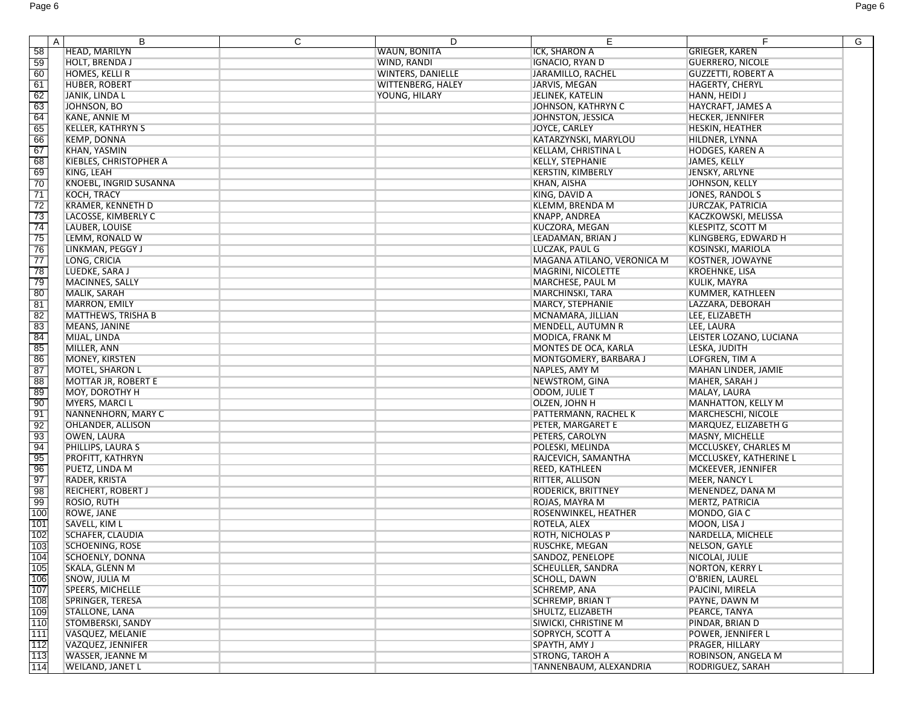| | A | B | C | D | E | F | G |
|---|---|---|---|---|---|---|---|
| 58 | | HEAD, MARILYN | | WAUN, BONITA | ICK, SHARON A | GRIEGER, KAREN | |
| 59 | | HOLT, BRENDA J | | WIND, RANDI | IGNACIO, RYAN D | GUERRERO, NICOLE | |
| 60 | | HOMES, KELLI R | | WINTERS, DANIELLE | JARAMILLO, RACHEL | GUZZETTI, ROBERT A | |
| 61 | | HUBER, ROBERT | | WITTENBERG, HALEY | JARVIS, MEGAN | HAGERTY, CHERYL | |
| 62 | | JANIK, LINDA L | | YOUNG, HILARY | JELINEK, KATELIN | HANN, HEIDI J | |
| 63 | | JOHNSON, BO | | | JOHNSON, KATHRYN C | HAYCRAFT, JAMES A | |
| 64 | | KANE, ANNIE M | | | JOHNSTON, JESSICA | HECKER, JENNIFER | |
| 65 | | KELLER, KATHRYN S | | | JOYCE, CARLEY | HESKIN, HEATHER | |
| 66 | | KEMP, DONNA | | | KATARZYNSKI, MARYLOU | HILDNER, LYNNA | |
| 67 | | KHAN, YASMIN | | | KELLAM, CHRISTINA L | HODGES, KAREN A | |
| 68 | | KIEBLES, CHRISTOPHER A | | | KELLY, STEPHANIE | JAMES, KELLY | |
| 69 | | KING, LEAH | | | KERSTIN, KIMBERLY | JENSKY, ARLYNE | |
| 70 | | KNOEBL, INGRID SUSANNA | | | KHAN, AISHA | JOHNSON, KELLY | |
| 71 | | KOCH, TRACY | | | KING, DAVID A | JONES, RANDOL S | |
| 72 | | KRAMER, KENNETH D | | | KLEMM, BRENDA M | JURCZAK, PATRICIA | |
| 73 | | LACOSSE, KIMBERLY C | | | KNAPP, ANDREA | KACZKOWSKI, MELISSA | |
| 74 | | LAUBER, LOUISE | | | KUCZORA, MEGAN | KLESPITZ, SCOTT M | |
| 75 | | LEMM, RONALD W | | | LEADAMAN, BRIAN J | KLINGBERG, EDWARD H | |
| 76 | | LINKMAN, PEGGY J | | | LUCZAK, PAUL G | KOSINSKI, MARIOLA | |
| 77 | | LONG, CRICIA | | | MAGANA ATILANO, VERONICA M | KOSTNER, JOWAYNE | |
| 78 | | LUEDKE, SARA J | | | MAGRINI, NICOLETTE | KROEHNKE, LISA | |
| 79 | | MACINNES, SALLY | | | MARCHESE, PAUL M | KULIK, MAYRA | |
| 80 | | MALIK, SARAH | | | MARCHINSKI, TARA | KUMMER, KATHLEEN | |
| 81 | | MARRON, EMILY | | | MARCY, STEPHANIE | LAZZARA, DEBORAH | |
| 82 | | MATTHEWS, TRISHA B | | | MCNAMARA, JILLIAN | LEE, ELIZABETH | |
| 83 | | MEANS, JANINE | | | MENDELL, AUTUMN R | LEE, LAURA | |
| 84 | | MIJAL, LINDA | | | MODICA, FRANK M | LEISTER LOZANO, LUCIANA | |
| 85 | | MILLER, ANN | | | MONTES DE OCA, KARLA | LESKA, JUDITH | |
| 86 | | MONEY, KIRSTEN | | | MONTGOMERY, BARBARA J | LOFGREN, TIM A | |
| 87 | | MOTEL, SHARON L | | | NAPLES, AMY M | MAHAN LINDER, JAMIE | |
| 88 | | MOTTAR JR, ROBERT E | | | NEWSTROM, GINA | MAHER, SARAH J | |
| 89 | | MOY, DOROTHY H | | | ODOM, JULIE T | MALAY, LAURA | |
| 90 | | MYERS, MARCI L | | | OLZEN, JOHN H | MANHATTON, KELLY M | |
| 91 | | NANNENHORN, MARY C | | | PATTERMANN, RACHEL K | MARCHESCHI, NICOLE | |
| 92 | | OHLANDER, ALLISON | | | PETER, MARGARET E | MARQUEZ, ELIZABETH G | |
| 93 | | OWEN, LAURA | | | PETERS, CAROLYN | MASNY, MICHELLE | |
| 94 | | PHILLIPS, LAURA S | | | POLESKI, MELINDA | MCCLUSKEY, CHARLES M | |
| 95 | | PROFITT, KATHRYN | | | RAJCEVICH, SAMANTHA | MCCLUSKEY, KATHERINE L | |
| 96 | | PUETZ, LINDA M | | | REED, KATHLEEN | MCKEEVER, JENNIFER | |
| 97 | | RADER, KRISTA | | | RITTER, ALLISON | MEER, NANCY L | |
| 98 | | REICHERT, ROBERT J | | | RODERICK, BRITTNEY | MENENDEZ, DANA M | |
| 99 | | ROSIO, RUTH | | | ROJAS, MAYRA M | MERTZ, PATRICIA | |
| 100 | | ROWE, JANE | | | ROSENWINKEL, HEATHER | MONDO, GIA C | |
| 101 | | SAVELL, KIM L | | | ROTELA, ALEX | MOON, LISA J | |
| 102 | | SCHAFER, CLAUDIA | | | ROTH, NICHOLAS P | NARDELLA, MICHELE | |
| 103 | | SCHOENING, ROSE | | | RUSCHKE, MEGAN | NELSON, GAYLE | |
| 104 | | SCHOENLY, DONNA | | | SANDOZ, PENELOPE | NICOLAI, JULIE | |
| 105 | | SKALA, GLENN M | | | SCHEULLER, SANDRA | NORTON, KERRY L | |
| 106 | | SNOW, JULIA M | | | SCHOLL, DAWN | O'BRIEN, LAUREL | |
| 107 | | SPEERS, MICHELLE | | | SCHREMP, ANA | PAJCINI, MIRELA | |
| 108 | | SPRINGER, TERESA | | | SCHREMP, BRIAN T | PAYNE, DAWN M | |
| 109 | | STALLONE, LANA | | | SHULTZ, ELIZABETH | PEARCE, TANYA | |
| 110 | | STOMBERSKI, SANDY | | | SIWICKI, CHRISTINE M | PINDAR, BRIAN D | |
| 111 | | VASQUEZ, MELANIE | | | SOPRYCH, SCOTT A | POWER, JENNIFER L | |
| 112 | | VAZQUEZ, JENNIFER | | | SPAYTH, AMY J | PRAGER, HILLARY | |
| 113 | | WASSER, JEANNE M | | | STRONG, TAROH A | ROBINSON, ANGELA M | |
| 114 | | WEILAND, JANET L | | | TANNENBAUM, ALEXANDRIA | RODRIGUEZ, SARAH | |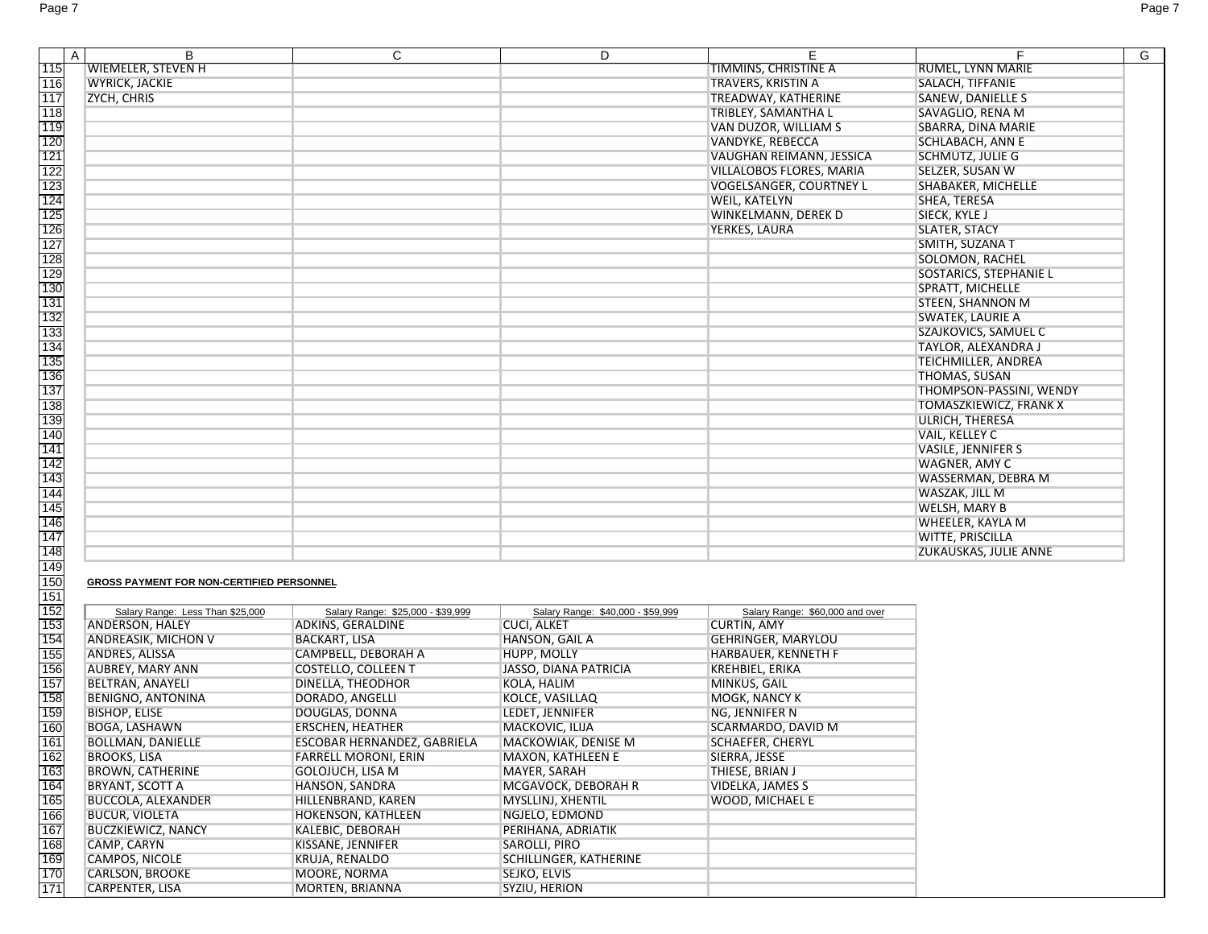| | | | | |
|---|---|---|---|---|
| WIEMELER, STEVEN H | | | TIMMINS, CHRISTINE A | RUMEL, LYNN MARIE |
| WYRICK, JACKIE | | | TRAVERS, KRISTIN A | SALACH, TIFFANIE |
| ZYCH, CHRIS | | | TREADWAY, KATHERINE | SANEW, DANIELLE S |
| | | | TRIBLEY, SAMANTHA L | SAVAGLIO, RENA M |
| | | | VAN DUZOR, WILLIAM S | SBARRA, DINA MARIE |
| | | | VANDYKE, REBECCA | SCHLABACH, ANN E |
| | | | VAUGHAN REIMANN, JESSICA | SCHMUTZ, JULIE G |
| | | | VILLALOBOS FLORES, MARIA | SELZER, SUSAN W |
| | | | VOGELSANGER, COURTNEY L | SHABAKER, MICHELLE |
| | | | WEIL, KATELYN | SHEA, TERESA |
| | | | WINKELMANN, DEREK D | SIECK, KYLE J |
| | | | YERKES, LAURA | SLATER, STACY |
| | | | | SMITH, SUZANA T |
| | | | | SOLOMON, RACHEL |
| | | | | SOSTARICS, STEPHANIE L |
| | | | | SPRATT, MICHELLE |
| | | | | STEEN, SHANNON M |
| | | | | SWATEK, LAURIE A |
| | | | | SZAJKOVICS, SAMUEL C |
| | | | | TAYLOR, ALEXANDRA J |
| | | | | TEICHMILLER, ANDREA |
| | | | | THOMAS, SUSAN |
| | | | | THOMPSON-PASSINI, WENDY |
| | | | | TOMASZKIEWICZ, FRANK X |
| | | | | ULRICH, THERESA |
| | | | | VAIL, KELLEY C |
| | | | | VASILE, JENNIFER S |
| | | | | WAGNER, AMY C |
| | | | | WASSERMAN, DEBRA M |
| | | | | WASZAK, JILL M |
| | | | | WELSH, MARY B |
| | | | | WHEELER, KAYLA M |
| | | | | WITTE, PRISCILLA |
| | | | | ZUKAUSKAS, JULIE ANNE |

**GROSS PAYMENT FOR NON-CERTIFIED PERSONNEL**

| Salary Range: Less Than $25,000 | Salary Range: $25,000 - $39,999 | Salary Range: $40,000 - $59,999 | Salary Range: $60,000 and over |
|---|---|---|---|
| ANDERSON, HALEY | ADKINS, GERALDINE | CUCI, ALKET | CURTIN, AMY |
| ANDREASIK, MICHON V | BACKART, LISA | HANSON, GAIL A | GEHRINGER, MARYLOU |
| ANDRES, ALISSA | CAMPBELL, DEBORAH A | HUPP, MOLLY | HARBAUER, KENNETH F |
| AUBREY, MARY ANN | COSTELLO, COLLEEN T | JASSO, DIANA PATRICIA | KREHBIEL, ERIKA |
| BELTRAN, ANAYELI | DINELLA, THEODHOR | KOLA, HALIM | MINKUS, GAIL |
| BENIGNO, ANTONINA | DORADO, ANGELLI | KOLCE, VASILLAQ | MOGK, NANCY K |
| BISHOP, ELISE | DOUGLAS, DONNA | LEDET, JENNIFER | NG, JENNIFER N |
| BOGA, LASHAWN | ERSCHEN, HEATHER | MACKOVIC, ILIJA | SCARMARDO, DAVID M |
| BOLLMAN, DANIELLE | ESCOBAR HERNANDEZ, GABRIELA | MACKOWIAK, DENISE M | SCHAEFER, CHERYL |
| BROOKS, LISA | FARRELL MORONI, ERIN | MAXON, KATHLEEN E | SIERRA, JESSE |
| BROWN, CATHERINE | GOLOJUCH, LISA M | MAYER, SARAH | THIESE, BRIAN J |
| BRYANT, SCOTT A | HANSON, SANDRA | MCGAVOCK, DEBORAH R | VIDELKA, JAMES S |
| BUCCOLA, ALEXANDER | HILLENBRAND, KAREN | MYSLLINJ, XHENTIL | WOOD, MICHAEL E |
| BUCUR, VIOLETA | HOKENSON, KATHLEEN | NGJELO, EDMOND | |
| BUCZKIEWICZ, NANCY | KALEBIC, DEBORAH | PERIHANA, ADRIATIK | |
| CAMP, CARYN | KISSANE, JENNIFER | SAROLLI, PIRO | |
| CAMPOS, NICOLE | KRUJA, RENALDO | SCHILLINGER, KATHERINE | |
| CARLSON, BROOKE | MOORE, NORMA | SEJKO, ELVIS | |
| CARPENTER, LISA | MORTEN, BRIANNA | SYZIU, HERION | |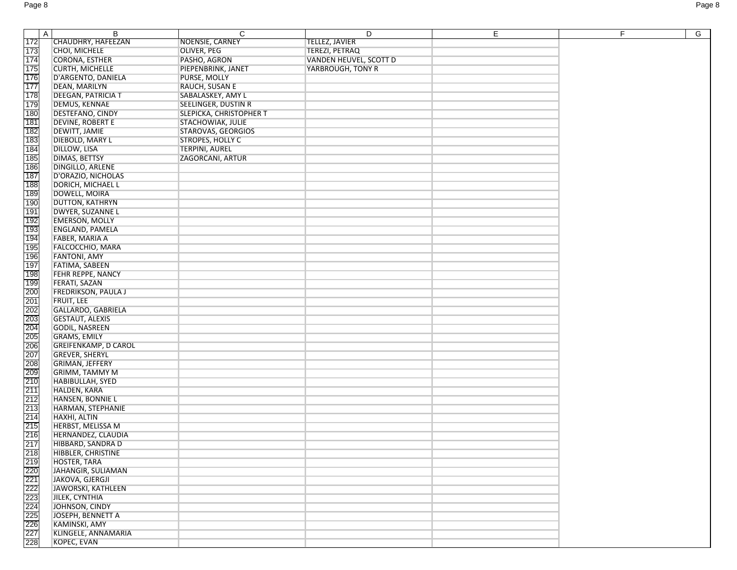| | A | B | C | D | E | F | G |
|---|---|---|---|---|---|---|---|
| 172 | | CHAUDHRY, HAFEEZAN | NOENSIE, CARNEY | TELLEZ, JAVIER | | | |
| 173 | | CHOI, MICHELE | OLIVER, PEG | TEREZI, PETRAQ | | | |
| 174 | | CORONA, ESTHER | PASHO, AGRON | VANDEN HEUVEL, SCOTT D | | | |
| 175 | | CURTH, MICHELLE | PIEPENBRINK, JANET | YARBROUGH, TONY R | | | |
| 176 | | D'ARGENTO, DANIELA | PURSE, MOLLY | | | | |
| 177 | | DEAN, MARILYN | RAUCH, SUSAN E | | | | |
| 178 | | DEEGAN, PATRICIA T | SABALASKEY, AMY L | | | | |
| 179 | | DEMUS, KENNAE | SEELINGER, DUSTIN R | | | | |
| 180 | | DESTEFANO, CINDY | SLEPICKA, CHRISTOPHER T | | | | |
| 181 | | DEVINE, ROBERT E | STACHOWIAK, JULIE | | | | |
| 182 | | DEWITT, JAMIE | STAROVAS, GEORGIOS | | | | |
| 183 | | DIEBOLD, MARY L | STROPES, HOLLY C | | | | |
| 184 | | DILLOW, LISA | TERPINI, AUREL | | | | |
| 185 | | DIMAS, BETTSY | ZAGORCANI, ARTUR | | | | |
| 186 | | DINGILLO, ARLENE | | | | | |
| 187 | | D'ORAZIO, NICHOLAS | | | | | |
| 188 | | DORICH, MICHAEL L | | | | | |
| 189 | | DOWELL, MOIRA | | | | | |
| 190 | | DUTTON, KATHRYN | | | | | |
| 191 | | DWYER, SUZANNE L | | | | | |
| 192 | | EMERSON, MOLLY | | | | | |
| 193 | | ENGLAND, PAMELA | | | | | |
| 194 | | FABER, MARIA A | | | | | |
| 195 | | FALCOCCHIO, MARA | | | | | |
| 196 | | FANTONI, AMY | | | | | |
| 197 | | FATIMA, SABEEN | | | | | |
| 198 | | FEHR REPPE, NANCY | | | | | |
| 199 | | FERATI, SAZAN | | | | | |
| 200 | | FREDRIKSON, PAULA J | | | | | |
| 201 | | FRUIT, LEE | | | | | |
| 202 | | GALLARDO, GABRIELA | | | | | |
| 203 | | GESTAUT, ALEXIS | | | | | |
| 204 | | GODIL, NASREEN | | | | | |
| 205 | | GRAMS, EMILY | | | | | |
| 206 | | GREIFENKAMP, D CAROL | | | | | |
| 207 | | GREVER, SHERYL | | | | | |
| 208 | | GRIMAN, JEFFERY | | | | | |
| 209 | | GRIMM, TAMMY M | | | | | |
| 210 | | HABIBULLAH, SYED | | | | | |
| 211 | | HALDEN, KARA | | | | | |
| 212 | | HANSEN, BONNIE L | | | | | |
| 213 | | HARMAN, STEPHANIE | | | | | |
| 214 | | HAXHI, ALTIN | | | | | |
| 215 | | HERBST, MELISSA M | | | | | |
| 216 | | HERNANDEZ, CLAUDIA | | | | | |
| 217 | | HIBBARD, SANDRA D | | | | | |
| 218 | | HIBBLER, CHRISTINE | | | | | |
| 219 | | HOSTER, TARA | | | | | |
| 220 | | JAHANGIR, SULIAMAN | | | | | |
| 221 | | JAKOVA, GJERGJI | | | | | |
| 222 | | JAWORSKI, KATHLEEN | | | | | |
| 223 | | JILEK, CYNTHIA | | | | | |
| 224 | | JOHNSON, CINDY | | | | | |
| 225 | | JOSEPH, BENNETT A | | | | | |
| 226 | | KAMINSKI, AMY | | | | | |
| 227 | | KLINGELE, ANNAMARIA | | | | | |
| 228 | | KOPEC, EVAN | | | | | |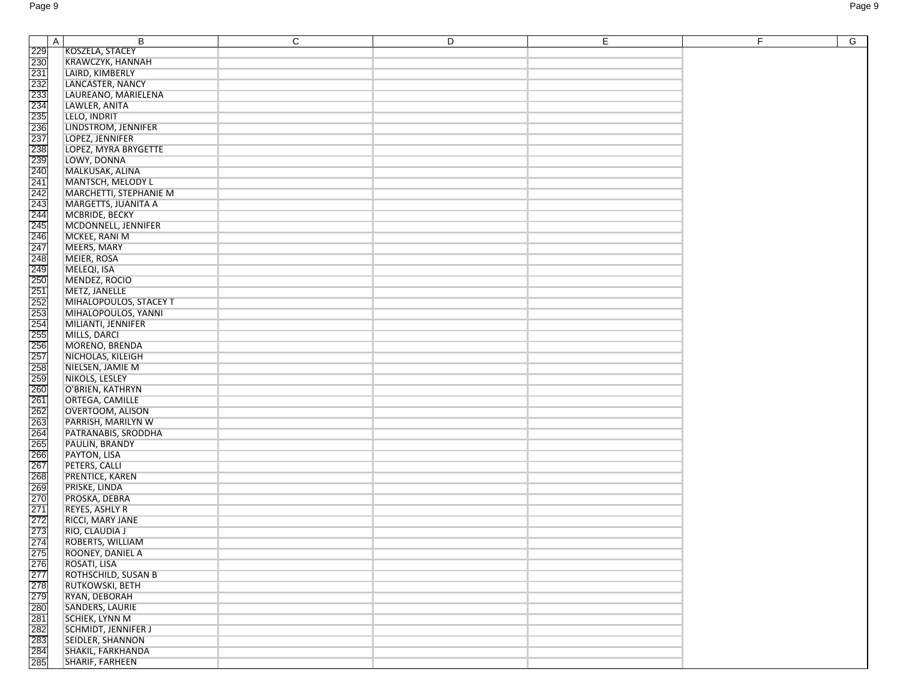| | A | B | C | D | E | F | G |
|---|---|---|---|---|---|---|---|
| 229 | | KOSZELA, STACEY | | | | | |
| 230 | | KRAWCZYK, HANNAH | | | | | |
| 231 | | LAIRD, KIMBERLY | | | | | |
| 232 | | LANCASTER, NANCY | | | | | |
| 233 | | LAUREANO, MARIELENA | | | | | |
| 234 | | LAWLER, ANITA | | | | | |
| 235 | | LELO, INDRIT | | | | | |
| 236 | | LINDSTROM, JENNIFER | | | | | |
| 237 | | LOPEZ, JENNIFER | | | | | |
| 238 | | LOPEZ, MYRA BRYGETTE | | | | | |
| 239 | | LOWY, DONNA | | | | | |
| 240 | | MALKUSAK, ALINA | | | | | |
| 241 | | MANTSCH, MELODY L | | | | | |
| 242 | | MARCHETTI, STEPHANIE M | | | | | |
| 243 | | MARGETTS, JUANITA A | | | | | |
| 244 | | MCBRIDE, BECKY | | | | | |
| 245 | | MCDONNELL, JENNIFER | | | | | |
| 246 | | MCKEE, RANI M | | | | | |
| 247 | | MEERS, MARY | | | | | |
| 248 | | MEIER, ROSA | | | | | |
| 249 | | MELEQI, ISA | | | | | |
| 250 | | MENDEZ, ROCIO | | | | | |
| 251 | | METZ, JANELLE | | | | | |
| 252 | | MIHALOPOULOS, STACEY T | | | | | |
| 253 | | MIHALOPOULOS, YANNI | | | | | |
| 254 | | MILIANTI, JENNIFER | | | | | |
| 255 | | MILLS, DARCI | | | | | |
| 256 | | MORENO, BRENDA | | | | | |
| 257 | | NICHOLAS, KILEIGH | | | | | |
| 258 | | NIELSEN, JAMIE M | | | | | |
| 259 | | NIKOLS, LESLEY | | | | | |
| 260 | | O'BRIEN, KATHRYN | | | | | |
| 261 | | ORTEGA, CAMILLE | | | | | |
| 262 | | OVERTOOM, ALISON | | | | | |
| 263 | | PARRISH, MARILYN W | | | | | |
| 264 | | PATRANABIS, SRODDHA | | | | | |
| 265 | | PAULIN, BRANDY | | | | | |
| 266 | | PAYTON, LISA | | | | | |
| 267 | | PETERS, CALLI | | | | | |
| 268 | | PRENTICE, KAREN | | | | | |
| 269 | | PRISKE, LINDA | | | | | |
| 270 | | PROSKA, DEBRA | | | | | |
| 271 | | REYES, ASHLY R | | | | | |
| 272 | | RICCI, MARY JANE | | | | | |
| 273 | | RIO, CLAUDIA J | | | | | |
| 274 | | ROBERTS, WILLIAM | | | | | |
| 275 | | ROONEY, DANIEL A | | | | | |
| 276 | | ROSATI, LISA | | | | | |
| 277 | | ROTHSCHILD, SUSAN B | | | | | |
| 278 | | RUTKOWSKI, BETH | | | | | |
| 279 | | RYAN, DEBORAH | | | | | |
| 280 | | SANDERS, LAURIE | | | | | |
| 281 | | SCHIEK, LYNN M | | | | | |
| 282 | | SCHMIDT, JENNIFER J | | | | | |
| 283 | | SEIDLER, SHANNON | | | | | |
| 284 | | SHAKIL, FARKHANDA | | | | | |
| 285 | | SHARIF, FARHEEN | | | | | |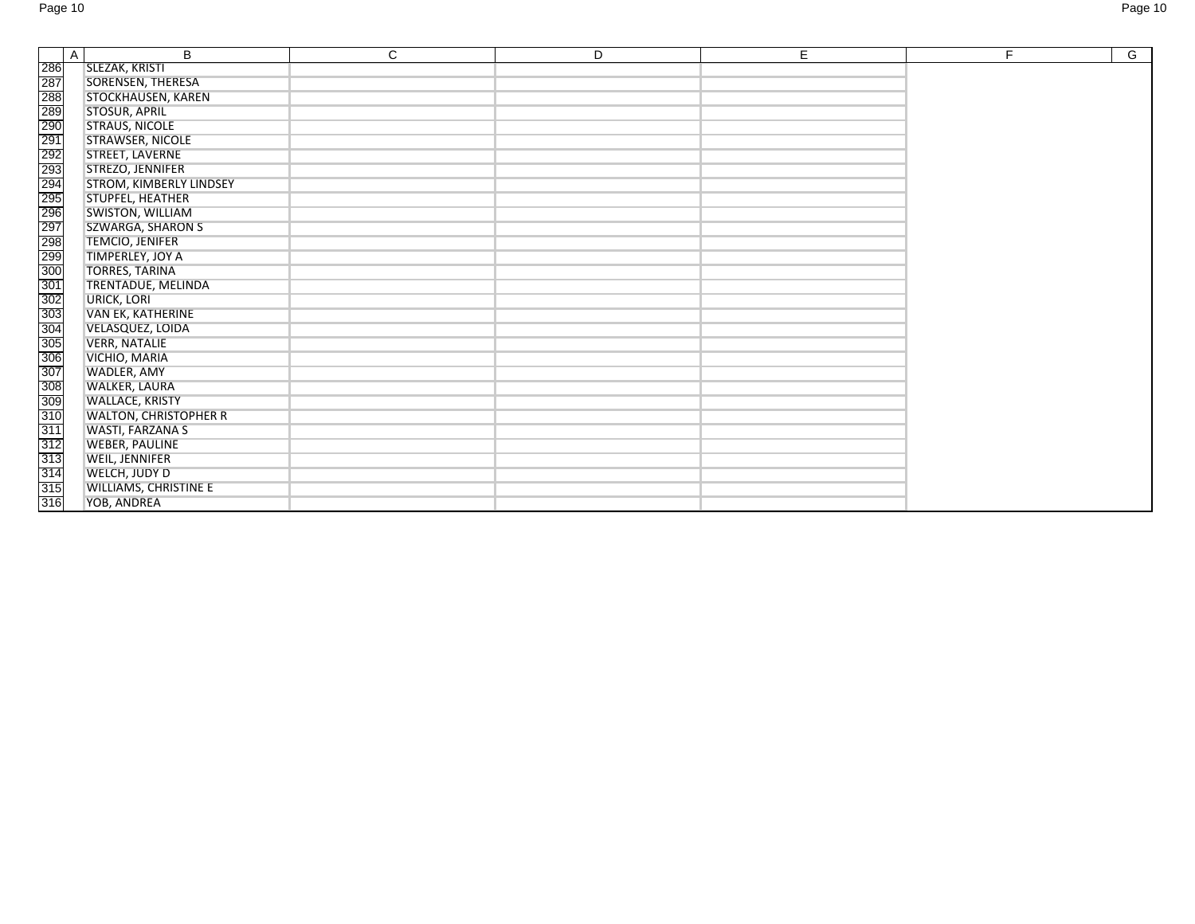| | A | B | C | D | E | F | G |
|---|---|---|---|---|---|---|---|
| 286 | | SLEZAK, KRISTI | | | | | |
| 287 | | SORENSEN, THERESA | | | | | |
| 288 | | STOCKHAUSEN, KAREN | | | | | |
| 289 | | STOSUR, APRIL | | | | | |
| 290 | | STRAUS, NICOLE | | | | | |
| 291 | | STRAWSER, NICOLE | | | | | |
| 292 | | STREET, LAVERNE | | | | | |
| 293 | | STREZO, JENNIFER | | | | | |
| 294 | | STROM, KIMBERLY LINDSEY | | | | | |
| 295 | | STUPFEL, HEATHER | | | | | |
| 296 | | SWISTON, WILLIAM | | | | | |
| 297 | | SZWARGA, SHARON S | | | | | |
| 298 | | TEMCIO, JENIFER | | | | | |
| 299 | | TIMPERLEY, JOY A | | | | | |
| 300 | | TORRES, TARINA | | | | | |
| 301 | | TRENTADUE, MELINDA | | | | | |
| 302 | | URICK, LORI | | | | | |
| 303 | | VAN EK, KATHERINE | | | | | |
| 304 | | VELASQUEZ, LOIDA | | | | | |
| 305 | | VERR, NATALIE | | | | | |
| 306 | | VICHIO, MARIA | | | | | |
| 307 | | WADLER, AMY | | | | | |
| 308 | | WALKER, LAURA | | | | | |
| 309 | | WALLACE, KRISTY | | | | | |
| 310 | | WALTON, CHRISTOPHER R | | | | | |
| 311 | | WASTI, FARZANA S | | | | | |
| 312 | | WEBER, PAULINE | | | | | |
| 313 | | WEIL, JENNIFER | | | | | |
| 314 | | WELCH, JUDY D | | | | | |
| 315 | | WILLIAMS, CHRISTINE E | | | | | |
| 316 | | YOB, ANDREA | | | | | |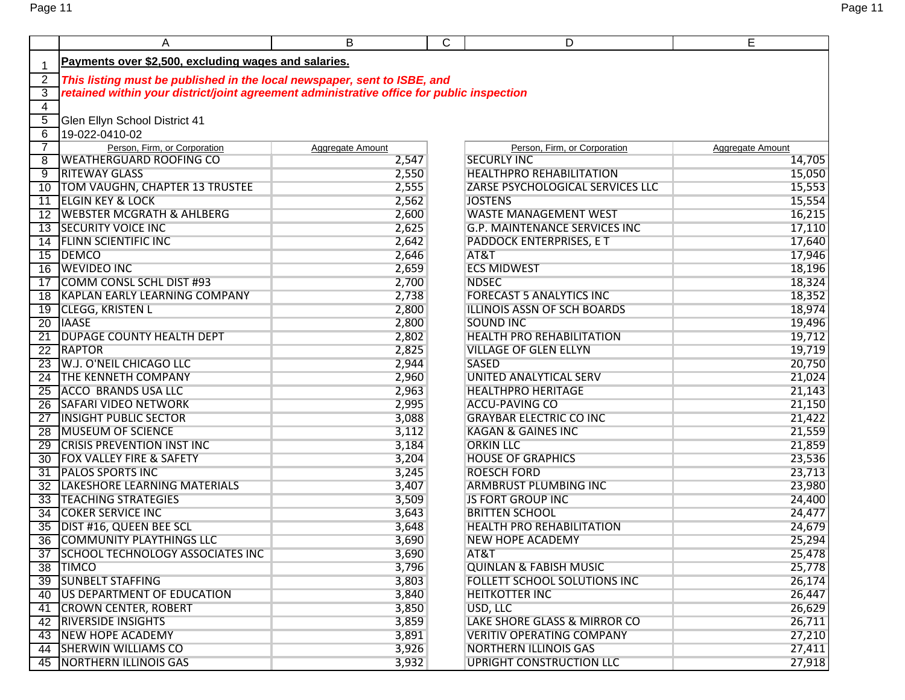**Payments over $2,500, excluding wages and salaries.**

***This listing must be published in the local newspaper, sent to ISBE, and retained within your district/joint agreement administrative office for public inspection***

Glen Ellyn School District 41
19-022-0410-02

| Person, Firm, or Corporation | Aggregate Amount | Person, Firm, or Corporation | Aggregate Amount |
|---|---|---|---|
| WEATHERGUARD ROOFING CO | 2,547 | SECURLY INC | 14,705 |
| RITEWAY GLASS | 2,550 | HEALTHPRO REHABILITATION | 15,050 |
| TOM VAUGHN, CHAPTER 13 TRUSTEE | 2,555 | ZARSE PSYCHOLOGICAL SERVICES LLC | 15,553 |
| ELGIN KEY & LOCK | 2,562 | JOSTENS | 15,554 |
| WEBSTER MCGRATH & AHLBERG | 2,600 | WASTE MANAGEMENT WEST | 16,215 |
| SECURITY VOICE INC | 2,625 | G.P. MAINTENANCE SERVICES INC | 17,110 |
| FLINN SCIENTIFIC INC | 2,642 | PADDOCK ENTERPRISES, E T | 17,640 |
| DEMCO | 2,646 | AT&T | 17,946 |
| WEVIDEO INC | 2,659 | ECS MIDWEST | 18,196 |
| COMM CONSL SCHL DIST #93 | 2,700 | NDSEC | 18,324 |
| KAPLAN EARLY LEARNING COMPANY | 2,738 | FORECAST 5 ANALYTICS INC | 18,352 |
| CLEGG, KRISTEN L | 2,800 | ILLINOIS ASSN OF SCH BOARDS | 18,974 |
| IAASE | 2,800 | SOUND INC | 19,496 |
| DUPAGE COUNTY HEALTH DEPT | 2,802 | HEALTH PRO REHABILITATION | 19,712 |
| RAPTOR | 2,825 | VILLAGE OF GLEN ELLYN | 19,719 |
| W.J. O'NEIL CHICAGO LLC | 2,944 | SASED | 20,750 |
| THE KENNETH COMPANY | 2,960 | UNITED ANALYTICAL SERV | 21,024 |
| ACCO BRANDS USA LLC | 2,963 | HEALTHPRO HERITAGE | 21,143 |
| SAFARI VIDEO NETWORK | 2,995 | ACCU-PAVING CO | 21,150 |
| INSIGHT PUBLIC SECTOR | 3,088 | GRAYBAR ELECTRIC CO INC | 21,422 |
| MUSEUM OF SCIENCE | 3,112 | KAGAN & GAINES INC | 21,559 |
| CRISIS PREVENTION INST INC | 3,184 | ORKIN LLC | 21,859 |
| FOX VALLEY FIRE & SAFETY | 3,204 | HOUSE OF GRAPHICS | 23,536 |
| PALOS SPORTS INC | 3,245 | ROESCH FORD | 23,713 |
| LAKESHORE LEARNING MATERIALS | 3,407 | ARMBRUST PLUMBING INC | 23,980 |
| TEACHING STRATEGIES | 3,509 | JS FORT GROUP INC | 24,400 |
| COKER SERVICE INC | 3,643 | BRITTEN SCHOOL | 24,477 |
| DIST #16, QUEEN BEE SCL | 3,648 | HEALTH PRO REHABILITATION | 24,679 |
| COMMUNITY PLAYTHINGS LLC | 3,690 | NEW HOPE ACADEMY | 25,294 |
| SCHOOL TECHNOLOGY ASSOCIATES INC | 3,690 | AT&T | 25,478 |
| TIMCO | 3,796 | QUINLAN & FABISH MUSIC | 25,778 |
| SUNBELT STAFFING | 3,803 | FOLLETT SCHOOL SOLUTIONS INC | 26,174 |
| US DEPARTMENT OF EDUCATION | 3,840 | HEITKOTTER INC | 26,447 |
| CROWN CENTER, ROBERT | 3,850 | USD, LLC | 26,629 |
| RIVERSIDE INSIGHTS | 3,859 | LAKE SHORE GLASS & MIRROR CO | 26,711 |
| NEW HOPE ACADEMY | 3,891 | VERITIV OPERATING COMPANY | 27,210 |
| SHERWIN WILLIAMS CO | 3,926 | NORTHERN ILLINOIS GAS | 27,411 |
| NORTHERN ILLINOIS GAS | 3,932 | UPRIGHT CONSTRUCTION LLC | 27,918 |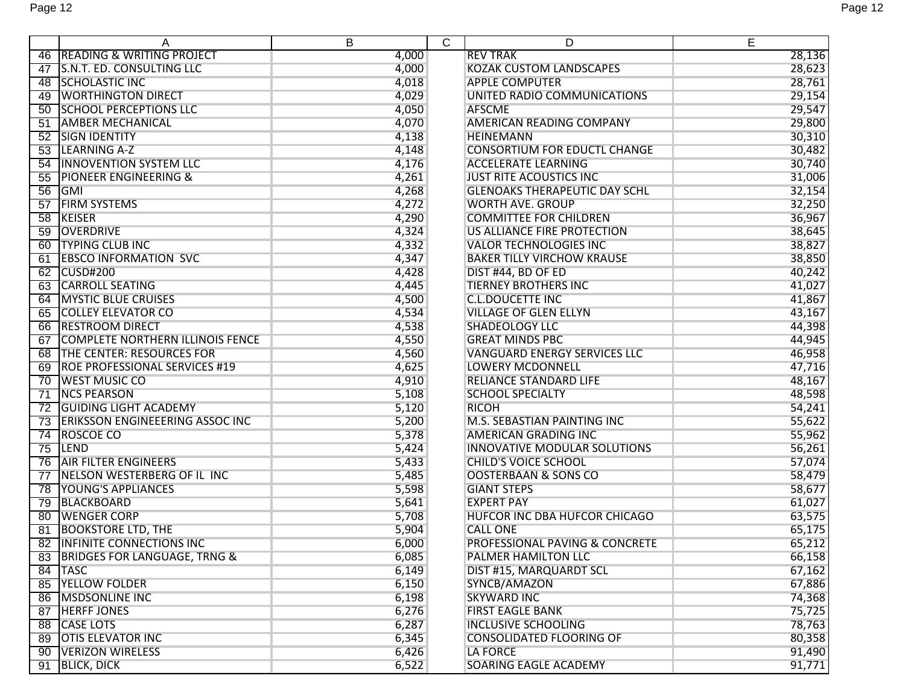| | A | B | C | D | E |
|---|---|---|---|---|---|
| 46 | READING & WRITING PROJECT | 4,000 | | REV TRAK | 28,136 |
| 47 | S.N.T. ED. CONSULTING LLC | 4,000 | | KOZAK CUSTOM LANDSCAPES | 28,623 |
| 48 | SCHOLASTIC INC | 4,018 | | APPLE COMPUTER | 28,761 |
| 49 | WORTHINGTON DIRECT | 4,029 | | UNITED RADIO COMMUNICATIONS | 29,154 |
| 50 | SCHOOL PERCEPTIONS LLC | 4,050 | | AFSCME | 29,547 |
| 51 | AMBER MECHANICAL | 4,070 | | AMERICAN READING COMPANY | 29,800 |
| 52 | SIGN IDENTITY | 4,138 | | HEINEMANN | 30,310 |
| 53 | LEARNING A-Z | 4,148 | | CONSORTIUM FOR EDUCTL CHANGE | 30,482 |
| 54 | INNOVENTION SYSTEM LLC | 4,176 | | ACCELERATE LEARNING | 30,740 |
| 55 | PIONEER ENGINEERING & | 4,261 | | JUST RITE ACOUSTICS INC | 31,006 |
| 56 | GMI | 4,268 | | GLENOAKS THERAPEUTIC DAY SCHL | 32,154 |
| 57 | FIRM SYSTEMS | 4,272 | | WORTH AVE. GROUP | 32,250 |
| 58 | KEISER | 4,290 | | COMMITTEE FOR CHILDREN | 36,967 |
| 59 | OVERDRIVE | 4,324 | | US ALLIANCE FIRE PROTECTION | 38,645 |
| 60 | TYPING CLUB INC | 4,332 | | VALOR TECHNOLOGIES INC | 38,827 |
| 61 | EBSCO INFORMATION SVC | 4,347 | | BAKER TILLY VIRCHOW KRAUSE | 38,850 |
| 62 | CUSD#200 | 4,428 | | DIST #44, BD OF ED | 40,242 |
| 63 | CARROLL SEATING | 4,445 | | TIERNEY BROTHERS INC | 41,027 |
| 64 | MYSTIC BLUE CRUISES | 4,500 | | C.L.DOUCETTE INC | 41,867 |
| 65 | COLLEY ELEVATOR CO | 4,534 | | VILLAGE OF GLEN ELLYN | 43,167 |
| 66 | RESTROOM DIRECT | 4,538 | | SHADEOLOGY LLC | 44,398 |
| 67 | COMPLETE NORTHERN ILLINOIS FENCE | 4,550 | | GREAT MINDS PBC | 44,945 |
| 68 | THE CENTER: RESOURCES FOR | 4,560 | | VANGUARD ENERGY SERVICES LLC | 46,958 |
| 69 | ROE PROFESSIONAL SERVICES #19 | 4,625 | | LOWERY MCDONNELL | 47,716 |
| 70 | WEST MUSIC CO | 4,910 | | RELIANCE STANDARD LIFE | 48,167 |
| 71 | NCS PEARSON | 5,108 | | SCHOOL SPECIALTY | 48,598 |
| 72 | GUIDING LIGHT ACADEMY | 5,120 | | RICOH | 54,241 |
| 73 | ERIKSSON ENGINEEERING ASSOC INC | 5,200 | | M.S. SEBASTIAN PAINTING INC | 55,622 |
| 74 | ROSCOE CO | 5,378 | | AMERICAN GRADING INC | 55,962 |
| 75 | LEND | 5,424 | | INNOVATIVE MODULAR SOLUTIONS | 56,261 |
| 76 | AIR FILTER ENGINEERS | 5,433 | | CHILD'S VOICE SCHOOL | 57,074 |
| 77 | NELSON WESTERBERG OF IL INC | 5,485 | | OOSTERBAAN & SONS CO | 58,479 |
| 78 | YOUNG'S APPLIANCES | 5,598 | | GIANT STEPS | 58,677 |
| 79 | BLACKBOARD | 5,641 | | EXPERT PAY | 61,027 |
| 80 | WENGER CORP | 5,708 | | HUFCOR INC DBA HUFCOR CHICAGO | 63,575 |
| 81 | BOOKSTORE LTD, THE | 5,904 | | CALL ONE | 65,175 |
| 82 | INFINITE CONNECTIONS INC | 6,000 | | PROFESSIONAL PAVING & CONCRETE | 65,212 |
| 83 | BRIDGES FOR LANGUAGE, TRNG & | 6,085 | | PALMER HAMILTON LLC | 66,158 |
| 84 | TASC | 6,149 | | DIST #15, MARQUARDT SCL | 67,162 |
| 85 | YELLOW FOLDER | 6,150 | | SYNCB/AMAZON | 67,886 |
| 86 | MSDSONLINE INC | 6,198 | | SKYWARD INC | 74,368 |
| 87 | HERFF JONES | 6,276 | | FIRST EAGLE BANK | 75,725 |
| 88 | CASE LOTS | 6,287 | | INCLUSIVE SCHOOLING | 78,763 |
| 89 | OTIS ELEVATOR INC | 6,345 | | CONSOLIDATED FLOORING OF | 80,358 |
| 90 | VERIZON WIRELESS | 6,426 | | LA FORCE | 91,490 |
| 91 | BLICK, DICK | 6,522 | | SOARING EAGLE ACADEMY | 91,771 |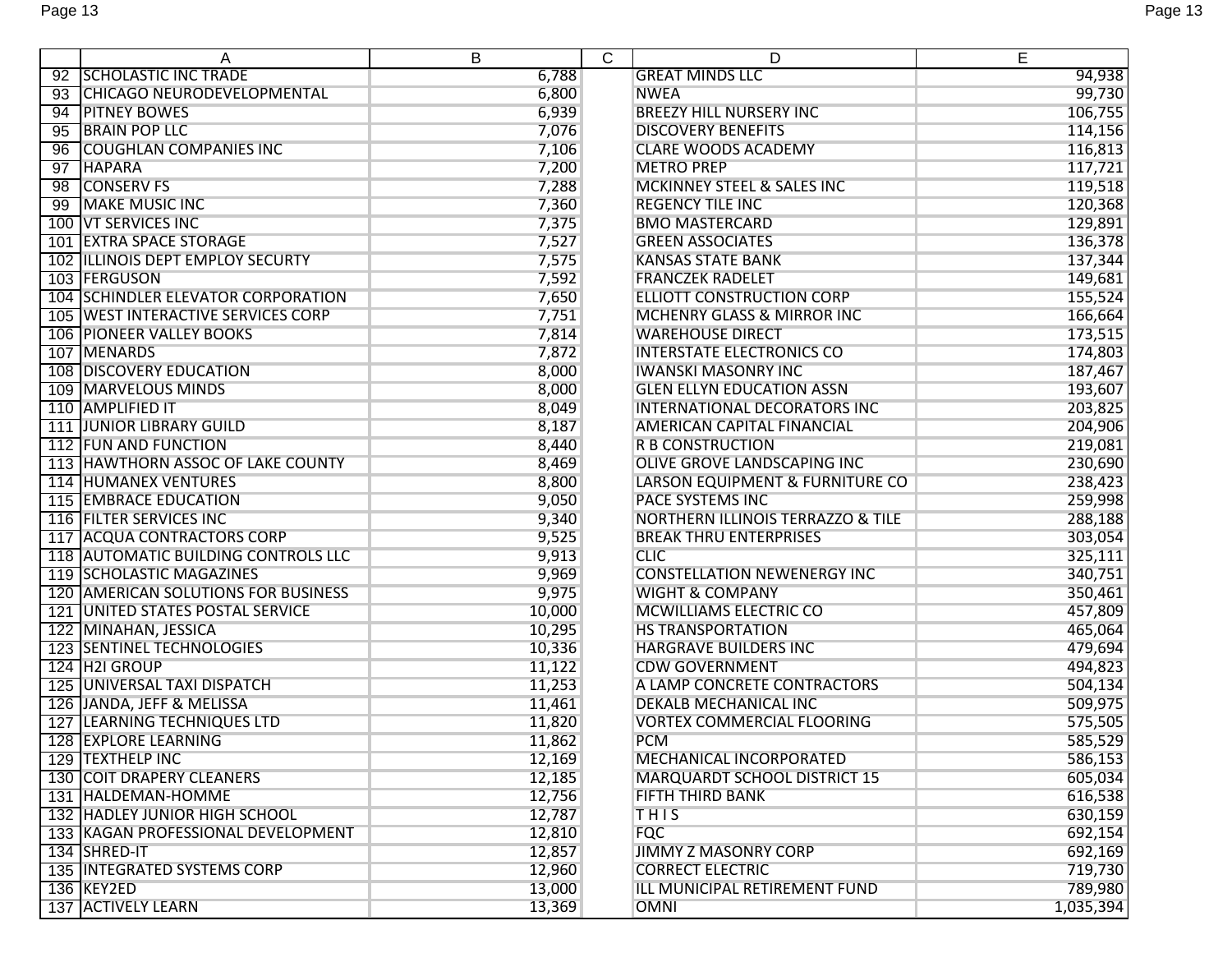| | A | B | C | D | E |
|---|---|---|---|---|---|
| 92 | SCHOLASTIC INC TRADE | 6,788 | | GREAT MINDS LLC | 94,938 |
| 93 | CHICAGO NEURODEVELOPMENTAL | 6,800 | | NWEA | 99,730 |
| 94 | PITNEY BOWES | 6,939 | | BREEZY HILL NURSERY INC | 106,755 |
| 95 | BRAIN POP LLC | 7,076 | | DISCOVERY BENEFITS | 114,156 |
| 96 | COUGHLAN COMPANIES INC | 7,106 | | CLARE WOODS ACADEMY | 116,813 |
| 97 | HAPARA | 7,200 | | METRO PREP | 117,721 |
| 98 | CONSERV FS | 7,288 | | MCKINNEY STEEL & SALES INC | 119,518 |
| 99 | MAKE MUSIC INC | 7,360 | | REGENCY TILE INC | 120,368 |
| 100 | VT SERVICES INC | 7,375 | | BMO MASTERCARD | 129,891 |
| 101 | EXTRA SPACE STORAGE | 7,527 | | GREEN ASSOCIATES | 136,378 |
| 102 | ILLINOIS DEPT EMPLOY SECURTY | 7,575 | | KANSAS STATE BANK | 137,344 |
| 103 | FERGUSON | 7,592 | | FRANCZEK RADELET | 149,681 |
| 104 | SCHINDLER ELEVATOR CORPORATION | 7,650 | | ELLIOTT CONSTRUCTION CORP | 155,524 |
| 105 | WEST INTERACTIVE SERVICES CORP | 7,751 | | MCHENRY GLASS & MIRROR INC | 166,664 |
| 106 | PIONEER VALLEY BOOKS | 7,814 | | WAREHOUSE DIRECT | 173,515 |
| 107 | MENARDS | 7,872 | | INTERSTATE ELECTRONICS CO | 174,803 |
| 108 | DISCOVERY EDUCATION | 8,000 | | IWANSKI MASONRY INC | 187,467 |
| 109 | MARVELOUS MINDS | 8,000 | | GLEN ELLYN EDUCATION ASSN | 193,607 |
| 110 | AMPLIFIED IT | 8,049 | | INTERNATIONAL DECORATORS INC | 203,825 |
| 111 | JUNIOR LIBRARY GUILD | 8,187 | | AMERICAN CAPITAL FINANCIAL | 204,906 |
| 112 | FUN AND FUNCTION | 8,440 | | R B CONSTRUCTION | 219,081 |
| 113 | HAWTHORN ASSOC OF LAKE COUNTY | 8,469 | | OLIVE GROVE LANDSCAPING INC | 230,690 |
| 114 | HUMANEX VENTURES | 8,800 | | LARSON EQUIPMENT & FURNITURE CO | 238,423 |
| 115 | EMBRACE EDUCATION | 9,050 | | PACE SYSTEMS INC | 259,998 |
| 116 | FILTER SERVICES INC | 9,340 | | NORTHERN ILLINOIS TERRAZZO & TILE | 288,188 |
| 117 | ACQUA CONTRACTORS CORP | 9,525 | | BREAK THRU ENTERPRISES | 303,054 |
| 118 | AUTOMATIC BUILDING CONTROLS LLC | 9,913 | | CLIC | 325,111 |
| 119 | SCHOLASTIC MAGAZINES | 9,969 | | CONSTELLATION NEWENERGY INC | 340,751 |
| 120 | AMERICAN SOLUTIONS FOR BUSINESS | 9,975 | | WIGHT & COMPANY | 350,461 |
| 121 | UNITED STATES POSTAL SERVICE | 10,000 | | MCWILLIAMS ELECTRIC CO | 457,809 |
| 122 | MINAHAN, JESSICA | 10,295 | | HS TRANSPORTATION | 465,064 |
| 123 | SENTINEL TECHNOLOGIES | 10,336 | | HARGRAVE BUILDERS INC | 479,694 |
| 124 | H2I GROUP | 11,122 | | CDW GOVERNMENT | 494,823 |
| 125 | UNIVERSAL TAXI DISPATCH | 11,253 | | A LAMP CONCRETE CONTRACTORS | 504,134 |
| 126 | JANDA, JEFF & MELISSA | 11,461 | | DEKALB MECHANICAL INC | 509,975 |
| 127 | LEARNING TECHNIQUES LTD | 11,820 | | VORTEX COMMERCIAL FLOORING | 575,505 |
| 128 | EXPLORE LEARNING | 11,862 | | PCM | 585,529 |
| 129 | TEXTHELP INC | 12,169 | | MECHANICAL INCORPORATED | 586,153 |
| 130 | COIT DRAPERY CLEANERS | 12,185 | | MARQUARDT SCHOOL DISTRICT 15 | 605,034 |
| 131 | HALDEMAN-HOMME | 12,756 | | FIFTH THIRD BANK | 616,538 |
| 132 | HADLEY JUNIOR HIGH SCHOOL | 12,787 | | T H I S | 630,159 |
| 133 | KAGAN PROFESSIONAL DEVELOPMENT | 12,810 | | FQC | 692,154 |
| 134 | SHRED-IT | 12,857 | | JIMMY Z MASONRY CORP | 692,169 |
| 135 | INTEGRATED SYSTEMS CORP | 12,960 | | CORRECT ELECTRIC | 719,730 |
| 136 | KEY2ED | 13,000 | | ILL MUNICIPAL RETIREMENT FUND | 789,980 |
| 137 | ACTIVELY LEARN | 13,369 | | OMNI | 1,035,394 |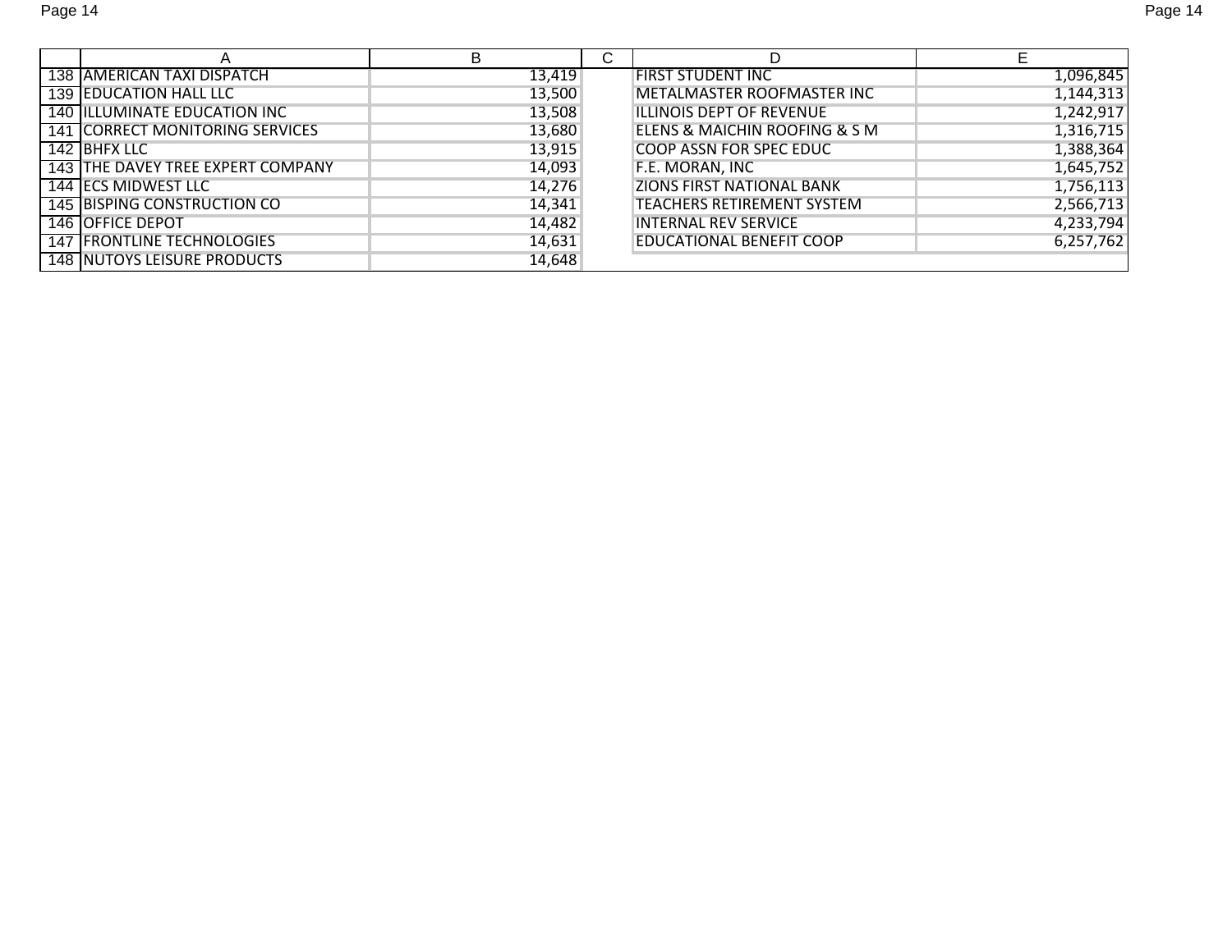| | A | B | C | D | E |
|---|---|---|---|---|---|
| 138 | AMERICAN TAXI DISPATCH | 13,419 | | FIRST STUDENT INC | 1,096,845 |
| 139 | EDUCATION HALL LLC | 13,500 | | METALMASTER ROOFMASTER INC | 1,144,313 |
| 140 | ILLUMINATE EDUCATION INC | 13,508 | | ILLINOIS DEPT OF REVENUE | 1,242,917 |
| 141 | CORRECT MONITORING SERVICES | 13,680 | | ELENS & MAICHIN ROOFING & S M | 1,316,715 |
| 142 | BHFX LLC | 13,915 | | COOP ASSN FOR SPEC EDUC | 1,388,364 |
| 143 | THE DAVEY TREE EXPERT COMPANY | 14,093 | | F.E. MORAN, INC | 1,645,752 |
| 144 | ECS MIDWEST LLC | 14,276 | | ZIONS FIRST NATIONAL BANK | 1,756,113 |
| 145 | BISPING CONSTRUCTION CO | 14,341 | | TEACHERS RETIREMENT SYSTEM | 2,566,713 |
| 146 | OFFICE DEPOT | 14,482 | | INTERNAL REV SERVICE | 4,233,794 |
| 147 | FRONTLINE TECHNOLOGIES | 14,631 | | EDUCATIONAL BENEFIT COOP | 6,257,762 |
| 148 | NUTOYS LEISURE PRODUCTS | 14,648 | | | |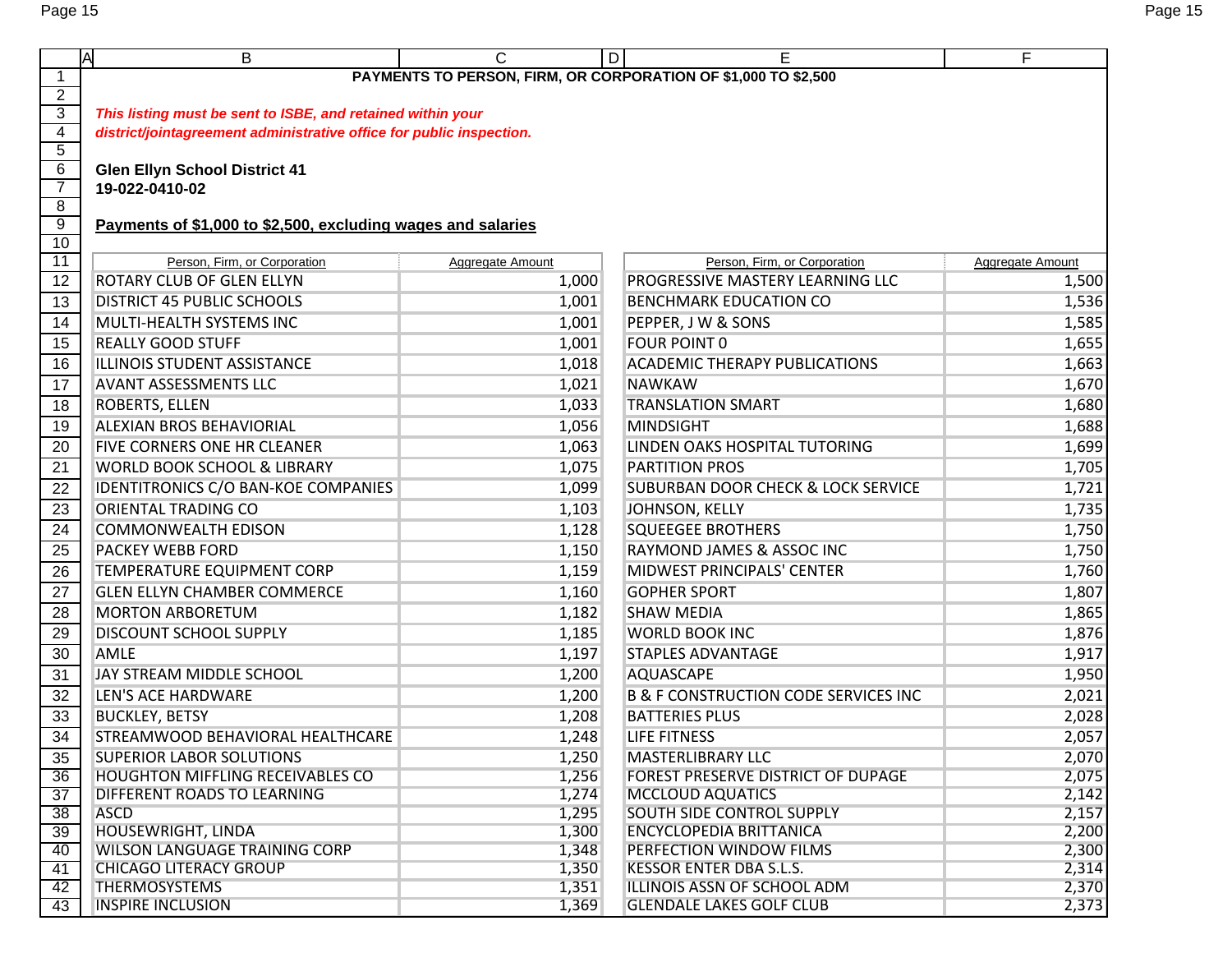**PAYMENTS TO PERSON, FIRM, OR CORPORATION OF $1,000 TO $2,500**

***This listing must be sent to ISBE, and retained within your district/jointagreement administrative office for public inspection.***

**Glen Ellyn School District 41**
**19-022-0410-02**

**Payments of $1,000 to $2,500, excluding wages and salaries**

| Person, Firm, or Corporation | Aggregate Amount | Person, Firm, or Corporation | Aggregate Amount |
|---|---|---|---|
| ROTARY CLUB OF GLEN ELLYN | 1,000 | PROGRESSIVE MASTERY LEARNING LLC | 1,500 |
| DISTRICT 45 PUBLIC SCHOOLS | 1,001 | BENCHMARK EDUCATION CO | 1,536 |
| MULTI-HEALTH SYSTEMS INC | 1,001 | PEPPER, J W & SONS | 1,585 |
| REALLY GOOD STUFF | 1,001 | FOUR POINT 0 | 1,655 |
| ILLINOIS STUDENT ASSISTANCE | 1,018 | ACADEMIC THERAPY PUBLICATIONS | 1,663 |
| AVANT ASSESSMENTS LLC | 1,021 | NAWKAW | 1,670 |
| ROBERTS, ELLEN | 1,033 | TRANSLATION SMART | 1,680 |
| ALEXIAN BROS BEHAVIORIAL | 1,056 | MINDSIGHT | 1,688 |
| FIVE CORNERS ONE HR CLEANER | 1,063 | LINDEN OAKS HOSPITAL TUTORING | 1,699 |
| WORLD BOOK SCHOOL & LIBRARY | 1,075 | PARTITION PROS | 1,705 |
| IDENTITRONICS C/O BAN-KOE COMPANIES | 1,099 | SUBURBAN DOOR CHECK & LOCK SERVICE | 1,721 |
| ORIENTAL TRADING CO | 1,103 | JOHNSON, KELLY | 1,735 |
| COMMONWEALTH EDISON | 1,128 | SQUEEGEE BROTHERS | 1,750 |
| PACKEY WEBB FORD | 1,150 | RAYMOND JAMES & ASSOC INC | 1,750 |
| TEMPERATURE EQUIPMENT CORP | 1,159 | MIDWEST PRINCIPALS' CENTER | 1,760 |
| GLEN ELLYN CHAMBER COMMERCE | 1,160 | GOPHER SPORT | 1,807 |
| MORTON ARBORETUM | 1,182 | SHAW MEDIA | 1,865 |
| DISCOUNT SCHOOL SUPPLY | 1,185 | WORLD BOOK INC | 1,876 |
| AMLE | 1,197 | STAPLES ADVANTAGE | 1,917 |
| JAY STREAM MIDDLE SCHOOL | 1,200 | AQUASCAPE | 1,950 |
| LEN'S ACE HARDWARE | 1,200 | B & F CONSTRUCTION CODE SERVICES INC | 2,021 |
| BUCKLEY, BETSY | 1,208 | BATTERIES PLUS | 2,028 |
| STREAMWOOD BEHAVIORAL HEALTHCARE | 1,248 | LIFE FITNESS | 2,057 |
| SUPERIOR LABOR SOLUTIONS | 1,250 | MASTERLIBRARY LLC | 2,070 |
| HOUGHTON MIFFLING RECEIVABLES CO | 1,256 | FOREST PRESERVE DISTRICT OF DUPAGE | 2,075 |
| DIFFERENT ROADS TO LEARNING | 1,274 | MCCLOUD AQUATICS | 2,142 |
| ASCD | 1,295 | SOUTH SIDE CONTROL SUPPLY | 2,157 |
| HOUSEWRIGHT, LINDA | 1,300 | ENCYCLOPEDIA BRITTANICA | 2,200 |
| WILSON LANGUAGE TRAINING CORP | 1,348 | PERFECTION WINDOW FILMS | 2,300 |
| CHICAGO LITERACY GROUP | 1,350 | KESSOR ENTER DBA S.L.S. | 2,314 |
| THERMOSYSTEMS | 1,351 | ILLINOIS ASSN OF SCHOOL ADM | 2,370 |
| INSPIRE INCLUSION | 1,369 | GLENDALE LAKES GOLF CLUB | 2,373 |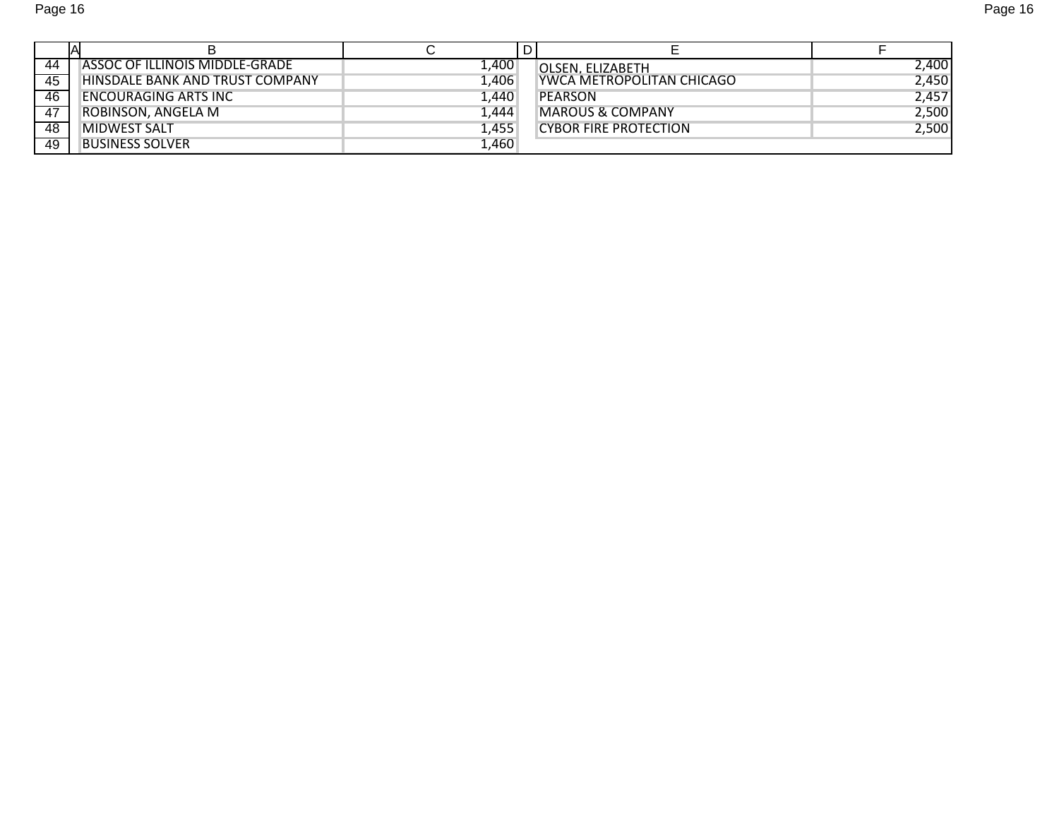| | A | B | C | D | E | F |
|---|---|---|---|---|---|---|
| 44 | | ASSOC OF ILLINOIS MIDDLE-GRADE | 1,400 | | OLSEN, ELIZABETH | 2,400 |
| 45 | | HINSDALE BANK AND TRUST COMPANY | 1,406 | | YWCA METROPOLITAN CHICAGO | 2,450 |
| 46 | | ENCOURAGING ARTS INC | 1,440 | | PEARSON | 2,457 |
| 47 | | ROBINSON, ANGELA M | 1,444 | | MAROUS & COMPANY | 2,500 |
| 48 | | MIDWEST SALT | 1,455 | | CYBOR FIRE PROTECTION | 2,500 |
| 49 | | BUSINESS SOLVER | 1,460 | | | |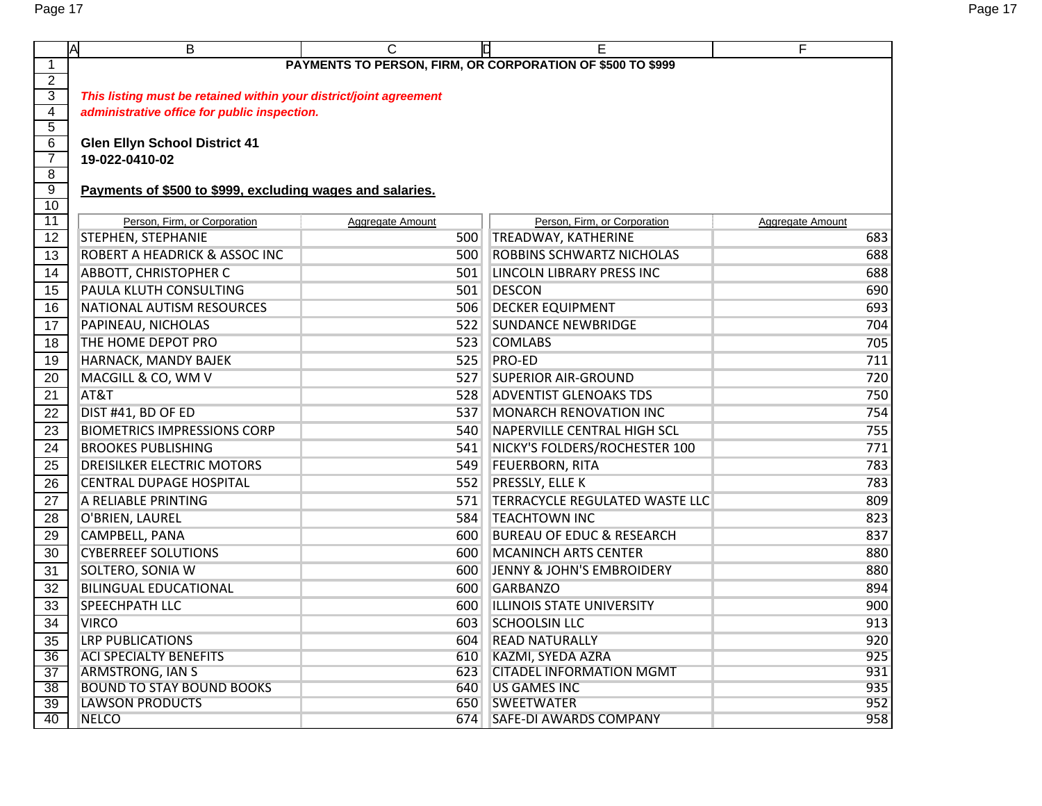# PAYMENTS TO PERSON, FIRM, OR CORPORATION OF $500 TO $999

*This listing must be retained within your district/joint agreement administrative office for public inspection.*

**Glen Ellyn School District 41**
**19-022-0410-02**

**Payments of $500 to $999, excluding wages and salaries.**

| Person, Firm, or Corporation | Aggregate Amount | Person, Firm, or Corporation | Aggregate Amount |
|---|---|---|---|
| STEPHEN, STEPHANIE | 500 | TREADWAY, KATHERINE | 683 |
| ROBERT A HEADRICK & ASSOC INC | 500 | ROBBINS SCHWARTZ NICHOLAS | 688 |
| ABBOTT, CHRISTOPHER C | 501 | LINCOLN LIBRARY PRESS INC | 688 |
| PAULA KLUTH CONSULTING | 501 | DESCON | 690 |
| NATIONAL AUTISM RESOURCES | 506 | DECKER EQUIPMENT | 693 |
| PAPINEAU, NICHOLAS | 522 | SUNDANCE NEWBRIDGE | 704 |
| THE HOME DEPOT PRO | 523 | COMLABS | 705 |
| HARNACK, MANDY BAJEK | 525 | PRO-ED | 711 |
| MACGILL & CO, WM V | 527 | SUPERIOR AIR-GROUND | 720 |
| AT&T | 528 | ADVENTIST GLENOAKS TDS | 750 |
| DIST #41, BD OF ED | 537 | MONARCH RENOVATION INC | 754 |
| BIOMETRICS IMPRESSIONS CORP | 540 | NAPERVILLE CENTRAL HIGH SCL | 755 |
| BROOKES PUBLISHING | 541 | NICKY'S FOLDERS/ROCHESTER 100 | 771 |
| DREISILKER ELECTRIC MOTORS | 549 | FEUERBORN, RITA | 783 |
| CENTRAL DUPAGE HOSPITAL | 552 | PRESSLY, ELLE K | 783 |
| A RELIABLE PRINTING | 571 | TERRACYCLE REGULATED WASTE LLC | 809 |
| O'BRIEN, LAUREL | 584 | TEACHTOWN INC | 823 |
| CAMPBELL, PANA | 600 | BUREAU OF EDUC & RESEARCH | 837 |
| CYBERREEF SOLUTIONS | 600 | MCANINCH ARTS CENTER | 880 |
| SOLTERO, SONIA W | 600 | JENNY & JOHN'S EMBROIDERY | 880 |
| BILINGUAL EDUCATIONAL | 600 | GARBANZO | 894 |
| SPEECHPATH LLC | 600 | ILLINOIS STATE UNIVERSITY | 900 |
| VIRCO | 603 | SCHOOLSIN LLC | 913 |
| LRP PUBLICATIONS | 604 | READ NATURALLY | 920 |
| ACI SPECIALTY BENEFITS | 610 | KAZMI, SYEDA AZRA | 925 |
| ARMSTRONG, IAN S | 623 | CITADEL INFORMATION MGMT | 931 |
| BOUND TO STAY BOUND BOOKS | 640 | US GAMES INC | 935 |
| LAWSON PRODUCTS | 650 | SWEETWATER | 952 |
| NELCO | 674 | SAFE-DI AWARDS COMPANY | 958 |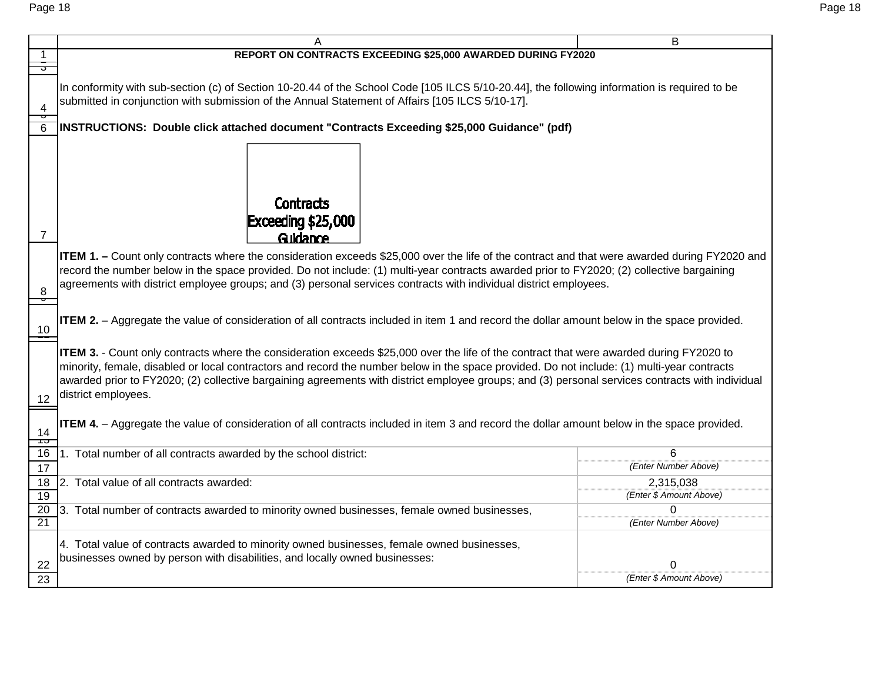# REPORT ON CONTRACTS EXCEEDING $25,000 AWARDED DURING FY2020

In conformity with sub-section (c) of Section 10-20.44 of the School Code [105 ILCS 5/10-20.44], the following information is required to be submitted in conjunction with submission of the Annual Statement of Affairs [105 ILCS 5/10-17].

**INSTRUCTIONS: Double click attached document "Contracts Exceeding $25,000 Guidance" (pdf)**

Contracts Exceeding $25,000 Guidance

**ITEM 1. –** Count only contracts where the consideration exceeds $25,000 over the life of the contract and that were awarded during FY2020 and record the number below in the space provided. Do not include: (1) multi-year contracts awarded prior to FY2020; (2) collective bargaining agreements with district employee groups; and (3) personal services contracts with individual district employees.

**ITEM 2.** – Aggregate the value of consideration of all contracts included in item 1 and record the dollar amount below in the space provided.

**ITEM 3.** - Count only contracts where the consideration exceeds $25,000 over the life of the contract that were awarded during FY2020 to minority, female, disabled or local contractors and record the number below in the space provided. Do not include: (1) multi-year contracts awarded prior to FY2020; (2) collective bargaining agreements with district employee groups; and (3) personal services contracts with individual district employees.

**ITEM 4.** – Aggregate the value of consideration of all contracts included in item 3 and record the dollar amount below in the space provided.

| | |
|---|---|
| 1. Total number of all contracts awarded by the school district: | 6 |
| | *(Enter Number Above)* |
| 2. Total value of all contracts awarded: | 2,315,038 |
| | *(Enter $ Amount Above)* |
| 3. Total number of contracts awarded to minority owned businesses, female owned businesses, | 0 |
| | *(Enter Number Above)* |
| 4. Total value of contracts awarded to minority owned businesses, female owned businesses, businesses owned by person with disabilities, and locally owned businesses: | 0 |
| | *(Enter $ Amount Above)* |